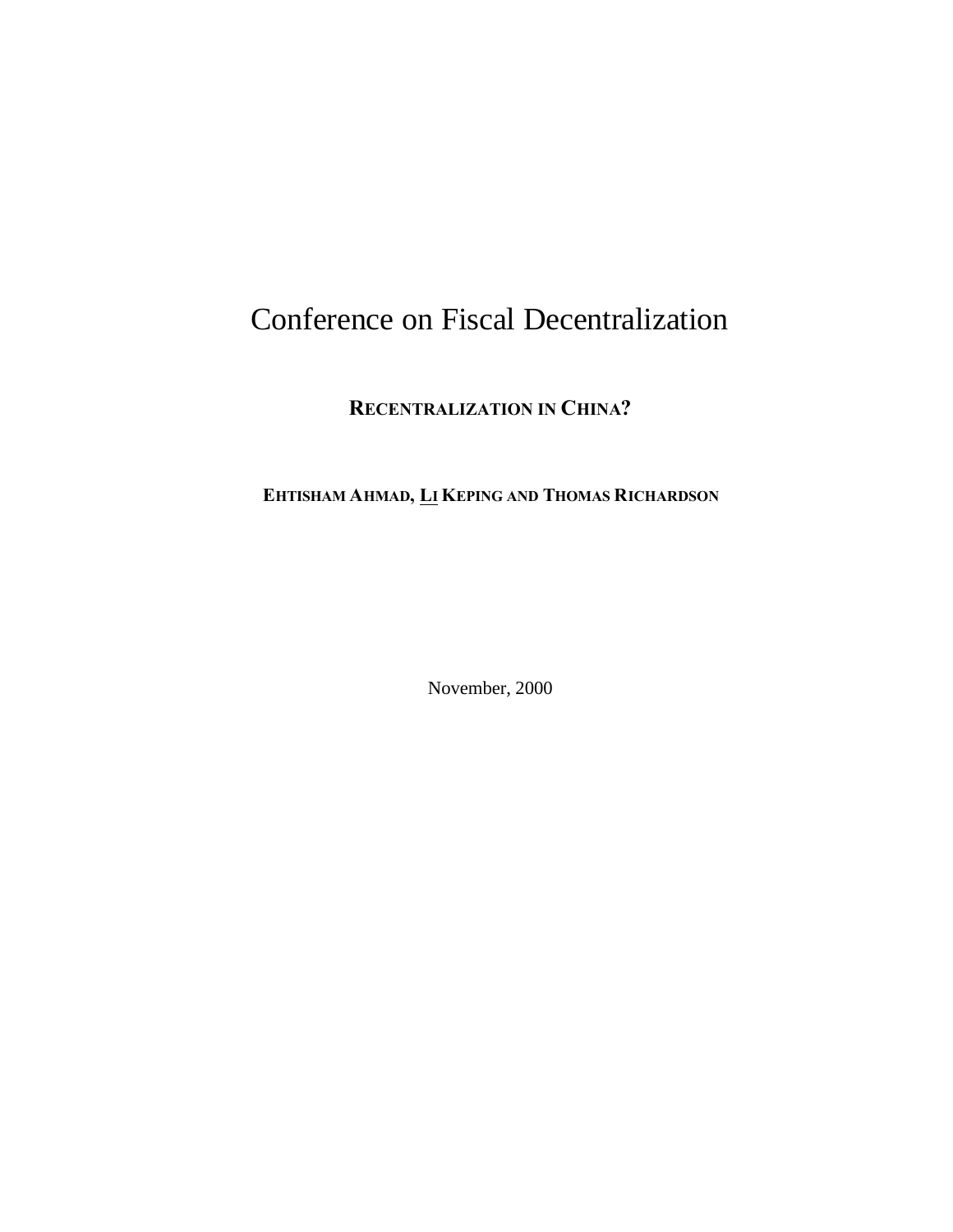# Conference on Fiscal Decentralization

## RECENTRALIZATION IN CHINA?

**EHTISHAM AHMAD, LI KEPING AND THOMAS RICHARDSON**

November, 2000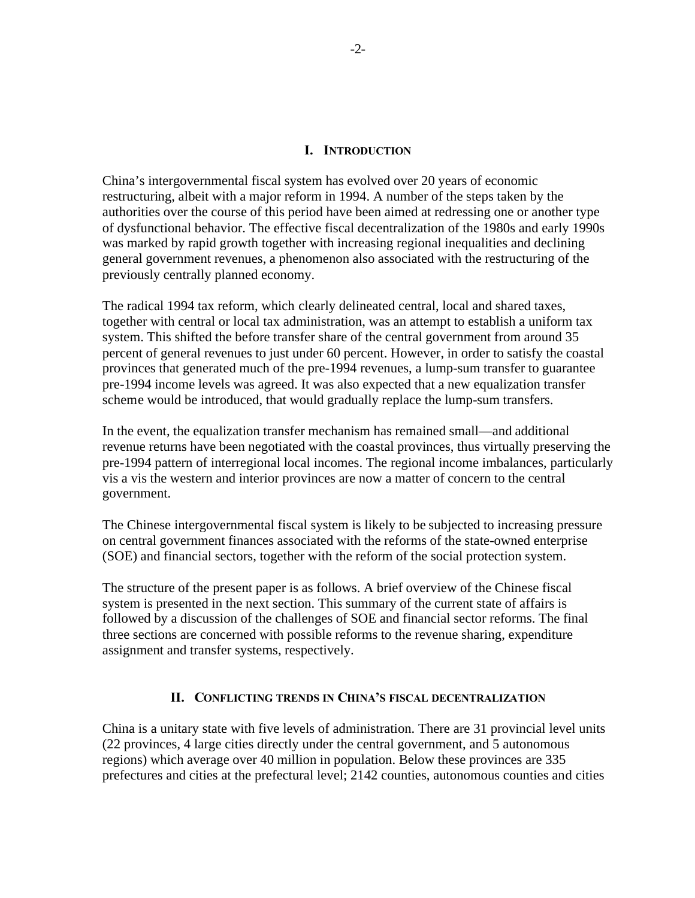## I. Introduction

China's intergovernmental fiscal system has evolved over 20 years of economic restructuring, albeit with a major reform in 1994. A number of the steps taken by the authorities over the course of this period have been aimed at redressing one or another type of dysfunctional behavior. The effective fiscal decentralization of the 1980s and early 1990s was marked by rapid growth together with increasing regional inequalities and declining general government revenues, a phenomenon also associated with the restructuring of the previously centrally planned economy.

The radical 1994 tax reform, which clearly delineated central, local and shared taxes, together with central or local tax administration, was an attempt to establish a uniform tax system. This shifted the before transfer share of the central government from around 35 percent of general revenues to just under 60 percent. However, in order to satisfy the coastal provinces that generated much of the pre-1994 revenues, a lump-sum transfer to guarantee pre-1994 income levels was agreed. It was also expected that a new equalization transfer scheme would be introduced, that would gradually replace the lump-sum transfers.

In the event, the equalization transfer mechanism has remained small—and additional revenue returns have been negotiated with the coastal provinces, thus virtually preserving the pre-1994 pattern of interregional local incomes. The regional income imbalances, particularly vis a vis the western and interior provinces are now a matter of concern to the central government.

The Chinese intergovernmental fiscal system is likely to be subjected to increasing pressure on central government finances associated with the reforms of the state-owned enterprise (SOE) and financial sectors, together with the reform of the social protection system.

The structure of the present paper is as follows. A brief overview of the Chinese fiscal system is presented in the next section. This summary of the current state of affairs is followed by a discussion of the challenges of SOE and financial sector reforms. The final three sections are concerned with possible reforms to the revenue sharing, expenditure assignment and transfer systems, respectively.

## II. Conflicting trends in China's fiscal decentralization

China is a unitary state with five levels of administration. There are 31 provincial level units (22 provinces, 4 large cities directly under the central government, and 5 autonomous regions) which average over 40 million in population. Below these provinces are 335 prefectures and cities at the prefectural level; 2142 counties, autonomous counties and cities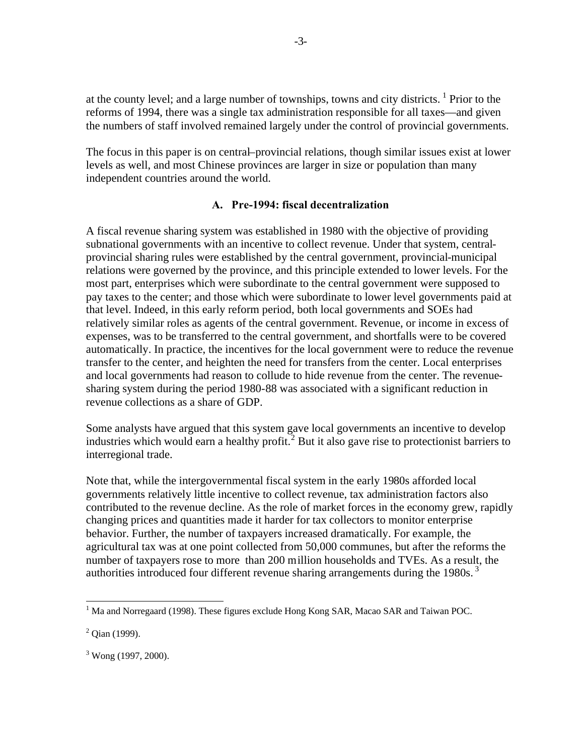at the county level; and a large number of townships, towns and city districts. [1] Prior to the reforms of 1994, there was a single tax administration responsible for all taxes—and given the numbers of staff involved remained largely under the control of provincial governments.

The focus in this paper is on central–provincial relations, though similar issues exist at lower levels as well, and most Chinese provinces are larger in size or population than many independent countries around the world.

### A. Pre-1994: fiscal decentralization

A fiscal revenue sharing system was established in 1980 with the objective of providing subnational governments with an incentive to collect revenue. Under that system, central-provincial sharing rules were established by the central government, provincial-municipal relations were governed by the province, and this principle extended to lower levels. For the most part, enterprises which were subordinate to the central government were supposed to pay taxes to the center; and those which were subordinate to lower level governments paid at that level. Indeed, in this early reform period, both local governments and SOEs had relatively similar roles as agents of the central government. Revenue, or income in excess of expenses, was to be transferred to the central government, and shortfalls were to be covered automatically. In practice, the incentives for the local government were to reduce the revenue transfer to the center, and heighten the need for transfers from the center. Local enterprises and local governments had reason to collude to hide revenue from the center. The revenue-sharing system during the period 1980-88 was associated with a significant reduction in revenue collections as a share of GDP.

Some analysts have argued that this system gave local governments an incentive to develop industries which would earn a healthy profit.[2] But it also gave rise to protectionist barriers to interregional trade.

Note that, while the intergovernmental fiscal system in the early 1980s afforded local governments relatively little incentive to collect revenue, tax administration factors also contributed to the revenue decline. As the role of market forces in the economy grew, rapidly changing prices and quantities made it harder for tax collectors to monitor enterprise behavior. Further, the number of taxpayers increased dramatically. For example, the agricultural tax was at one point collected from 50,000 communes, but after the reforms the number of taxpayers rose to more than 200 million households and TVEs. As a result, the authorities introduced four different revenue sharing arrangements during the 1980s. [3]

---

[1] Ma and Norregaard (1998). These figures exclude Hong Kong SAR, Macao SAR and Taiwan POC.

[2] Qian (1999).

[3] Wong (1997, 2000).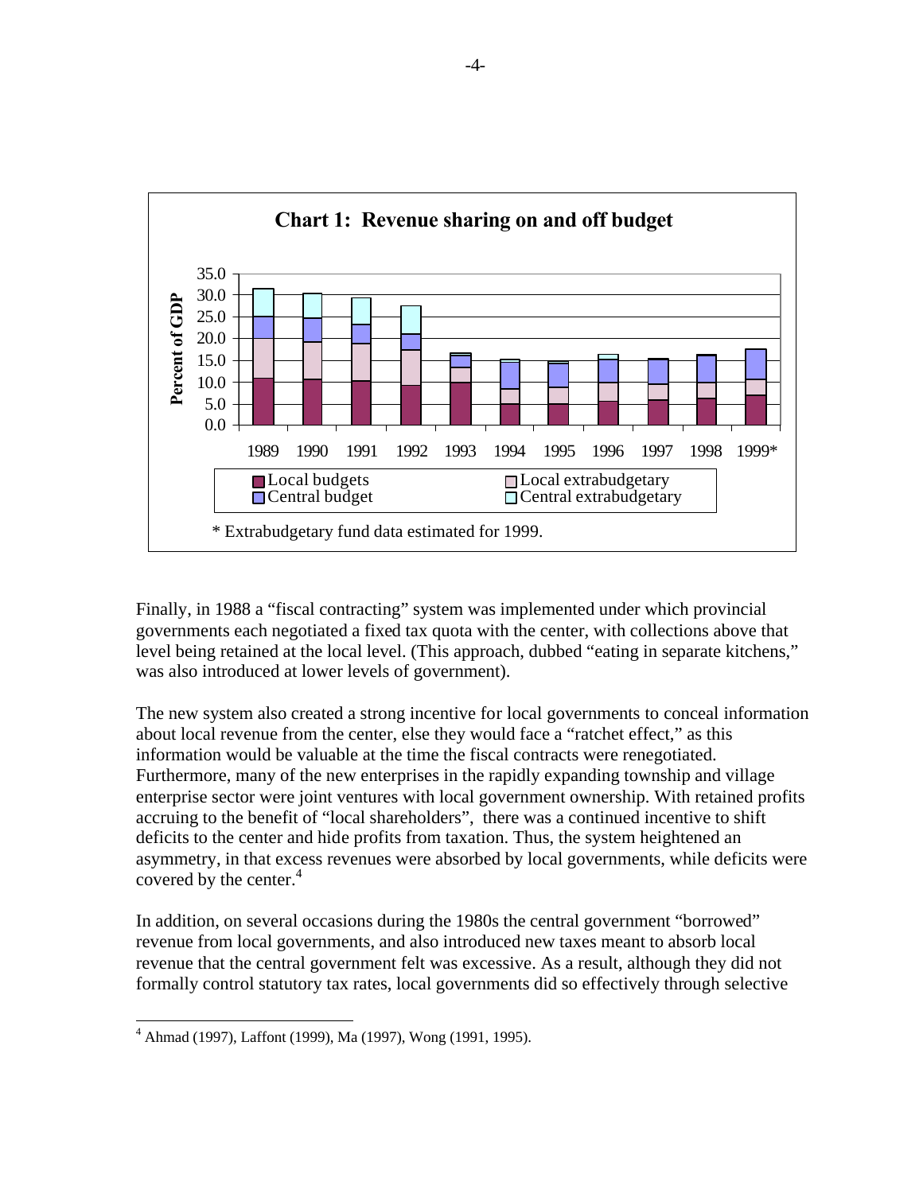**Chart 1: Revenue sharing on and off budget**

\* Extrabudgetary fund data estimated for 1999.

Finally, in 1988 a "fiscal contracting" system was implemented under which provincial governments each negotiated a fixed tax quota with the center, with collections above that level being retained at the local level. (This approach, dubbed "eating in separate kitchens," was also introduced at lower levels of government).

The new system also created a strong incentive for local governments to conceal information about local revenue from the center, else they would face a "ratchet effect," as this information would be valuable at the time the fiscal contracts were renegotiated. Furthermore, many of the new enterprises in the rapidly expanding township and village enterprise sector were joint ventures with local government ownership. With retained profits accruing to the benefit of "local shareholders", there was a continued incentive to shift deficits to the center and hide profits from taxation. Thus, the system heightened an asymmetry, in that excess revenues were absorbed by local governments, while deficits were covered by the center.[4]

In addition, on several occasions during the 1980s the central government "borrowed" revenue from local governments, and also introduced new taxes meant to absorb local revenue that the central government felt was excessive. As a result, although they did not formally control statutory tax rates, local governments did so effectively through selective

[4] Ahmad (1997), Laffont (1999), Ma (1997), Wong (1991, 1995).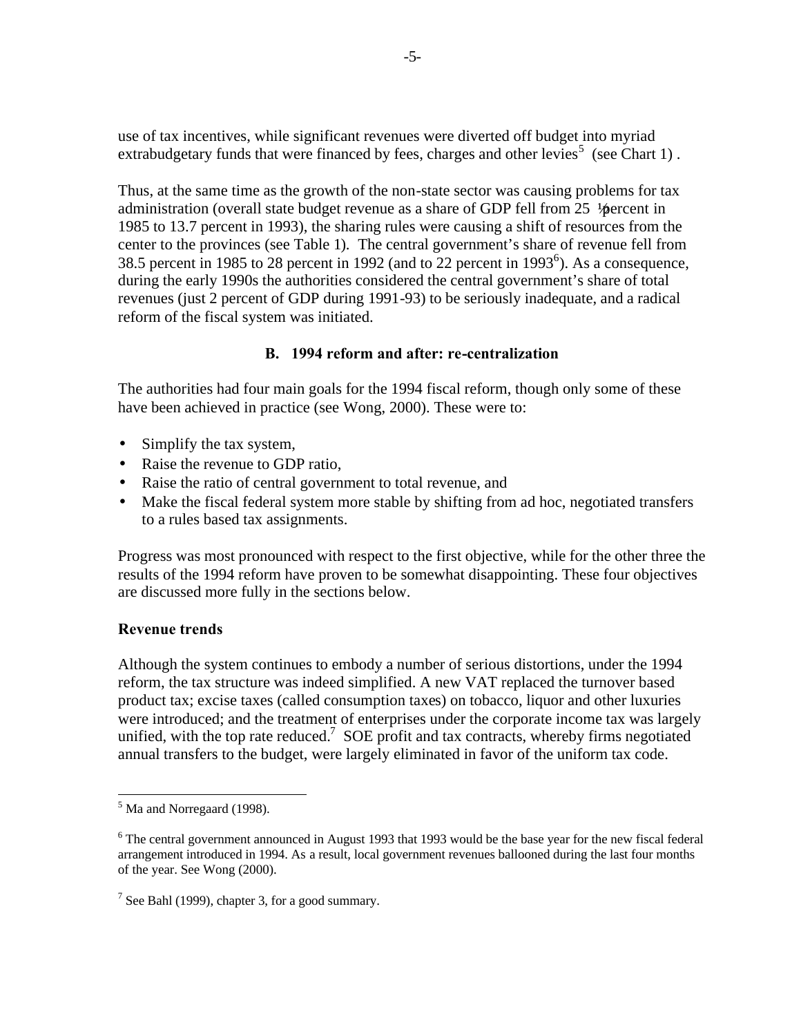use of tax incentives, while significant revenues were diverted off budget into myriad extrabudgetary funds that were financed by fees, charges and other levies[5] (see Chart 1) .

Thus, at the same time as the growth of the non-state sector was causing problems for tax administration (overall state budget revenue as a share of GDP fell from 25 ½ percent in 1985 to 13.7 percent in 1993), the sharing rules were causing a shift of resources from the center to the provinces (see Table 1). The central government's share of revenue fell from 38.5 percent in 1985 to 28 percent in 1992 (and to 22 percent in 1993[6]). As a consequence, during the early 1990s the authorities considered the central government's share of total revenues (just 2 percent of GDP during 1991-93) to be seriously inadequate, and a radical reform of the fiscal system was initiated.

### B. 1994 reform and after: re-centralization

The authorities had four main goals for the 1994 fiscal reform, though only some of these have been achieved in practice (see Wong, 2000). These were to:

- Simplify the tax system,
- Raise the revenue to GDP ratio,
- Raise the ratio of central government to total revenue, and
- Make the fiscal federal system more stable by shifting from ad hoc, negotiated transfers to a rules based tax assignments.

Progress was most pronounced with respect to the first objective, while for the other three the results of the 1994 reform have proven to be somewhat disappointing. These four objectives are discussed more fully in the sections below.

#### Revenue trends

Although the system continues to embody a number of serious distortions, under the 1994 reform, the tax structure was indeed simplified. A new VAT replaced the turnover based product tax; excise taxes (called consumption taxes) on tobacco, liquor and other luxuries were introduced; and the treatment of enterprises under the corporate income tax was largely unified, with the top rate reduced.[7] SOE profit and tax contracts, whereby firms negotiated annual transfers to the budget, were largely eliminated in favor of the uniform tax code.

---

[5] Ma and Norregaard (1998).

[6] The central government announced in August 1993 that 1993 would be the base year for the new fiscal federal arrangement introduced in 1994. As a result, local government revenues ballooned during the last four months of the year. See Wong (2000).

[7] See Bahl (1999), chapter 3, for a good summary.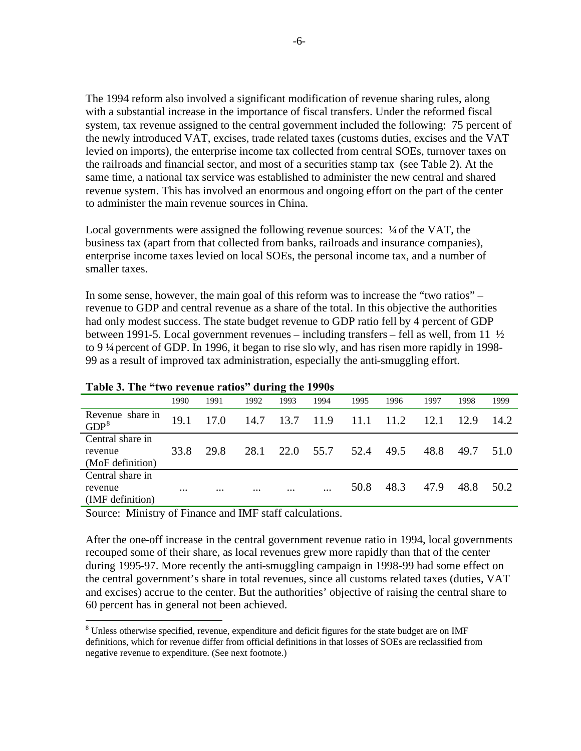The 1994 reform also involved a significant modification of revenue sharing rules, along with a substantial increase in the importance of fiscal transfers. Under the reformed fiscal system, tax revenue assigned to the central government included the following: 75 percent of the newly introduced VAT, excises, trade related taxes (customs duties, excises and the VAT levied on imports), the enterprise income tax collected from central SOEs, turnover taxes on the railroads and financial sector, and most of a securities stamp tax (see Table 2). At the same time, a national tax service was established to administer the new central and shared revenue system. This has involved an enormous and ongoing effort on the part of the center to administer the main revenue sources in China.

Local governments were assigned the following revenue sources: ¼ of the VAT, the business tax (apart from that collected from banks, railroads and insurance companies), enterprise income taxes levied on local SOEs, the personal income tax, and a number of smaller taxes.

In some sense, however, the main goal of this reform was to increase the "two ratios" – revenue to GDP and central revenue as a share of the total. In this objective the authorities had only modest success. The state budget revenue to GDP ratio fell by 4 percent of GDP between 1991-5. Local government revenues – including transfers – fell as well, from 11 ½ to 9 ¼ percent of GDP. In 1996, it began to rise slowly, and has risen more rapidly in 1998-99 as a result of improved tax administration, especially the anti-smuggling effort.

**Table 3. The "two revenue ratios" during the 1990s**

| | 1990 | 1991 | 1992 | 1993 | 1994 | 1995 | 1996 | 1997 | 1998 | 1999 |
|---|---|---|---|---|---|---|---|---|---|---|
| Revenue share in GDP[8] | 19.1 | 17.0 | 14.7 | 13.7 | 11.9 | 11.1 | 11.2 | 12.1 | 12.9 | 14.2 |
| Central share in revenue (MoF definition) | 33.8 | 29.8 | 28.1 | 22.0 | 55.7 | 52.4 | 49.5 | 48.8 | 49.7 | 51.0 |
| Central share in revenue (IMF definition) | ... | ... | ... | ... | ... | 50.8 | 48.3 | 47.9 | 48.8 | 50.2 |

Source: Ministry of Finance and IMF staff calculations.

After the one-off increase in the central government revenue ratio in 1994, local governments recouped some of their share, as local revenues grew more rapidly than that of the center during 1995-97. More recently the anti-smuggling campaign in 1998-99 had some effect on the central government's share in total revenues, since all customs related taxes (duties, VAT and excises) accrue to the center. But the authorities' objective of raising the central share to 60 percent has in general not been achieved.

[8] Unless otherwise specified, revenue, expenditure and deficit figures for the state budget are on IMF definitions, which for revenue differ from official definitions in that losses of SOEs are reclassified from negative revenue to expenditure. (See next footnote.)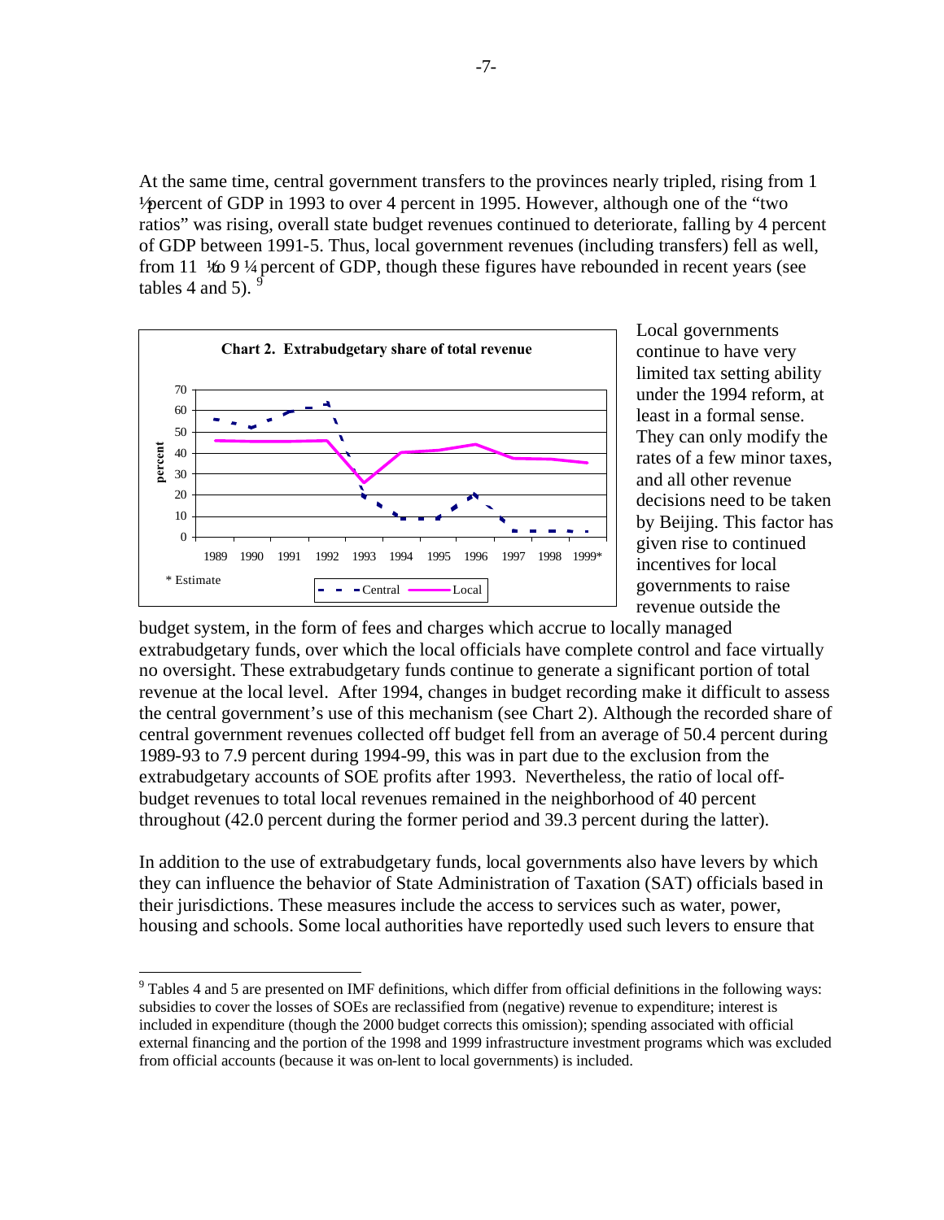At the same time, central government transfers to the provinces nearly tripled, rising from 1 ½ percent of GDP in 1993 to over 4 percent in 1995. However, although one of the "two ratios" was rising, overall state budget revenues continued to deteriorate, falling by 4 percent of GDP between 1991-5. Thus, local government revenues (including transfers) fell as well, from 11 ½ to 9 ¼ percent of GDP, though these figures have rebounded in recent years (see tables 4 and 5).[9]

**Chart 2. Extrabudgetary share of total revenue**

\* Estimate

Local governments continue to have very limited tax setting ability under the 1994 reform, at least in a formal sense. They can only modify the rates of a few minor taxes, and all other revenue decisions need to be taken by Beijing. This factor has given rise to continued incentives for local governments to raise revenue outside the budget system, in the form of fees and charges which accrue to locally managed extrabudgetary funds, over which the local officials have complete control and face virtually no oversight. These extrabudgetary funds continue to generate a significant portion of total revenue at the local level. After 1994, changes in budget recording make it difficult to assess the central government's use of this mechanism (see Chart 2). Although the recorded share of central government revenues collected off budget fell from an average of 50.4 percent during 1989-93 to 7.9 percent during 1994-99, this was in part due to the exclusion from the extrabudgetary accounts of SOE profits after 1993. Nevertheless, the ratio of local off-budget revenues to total local revenues remained in the neighborhood of 40 percent throughout (42.0 percent during the former period and 39.3 percent during the latter).

In addition to the use of extrabudgetary funds, local governments also have levers by which they can influence the behavior of State Administration of Taxation (SAT) officials based in their jurisdictions. These measures include the access to services such as water, power, housing and schools. Some local authorities have reportedly used such levers to ensure that

[9] Tables 4 and 5 are presented on IMF definitions, which differ from official definitions in the following ways: subsidies to cover the losses of SOEs are reclassified from (negative) revenue to expenditure; interest is included in expenditure (though the 2000 budget corrects this omission); spending associated with official external financing and the portion of the 1998 and 1999 infrastructure investment programs which was excluded from official accounts (because it was on-lent to local governments) is included.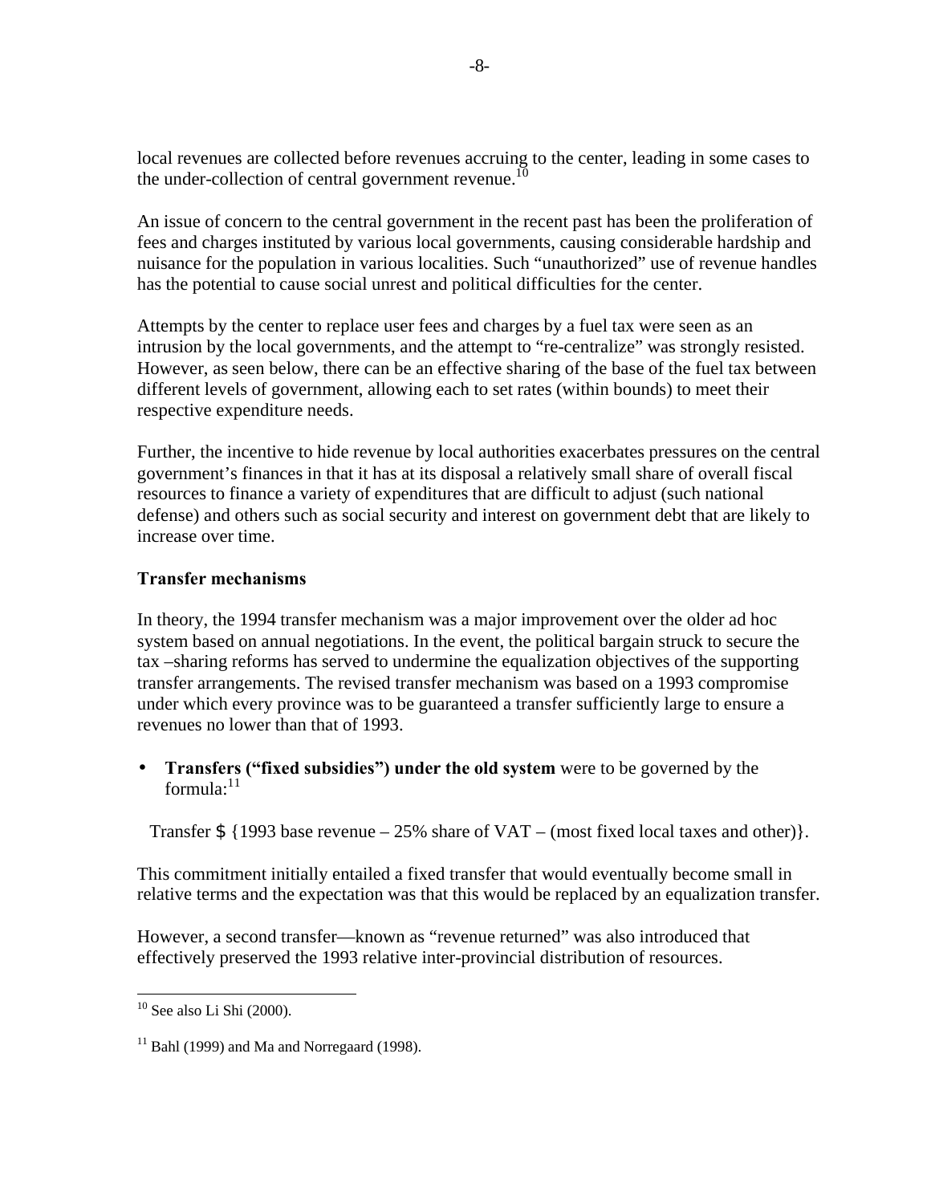local revenues are collected before revenues accruing to the center, leading in some cases to the under-collection of central government revenue.[10]

An issue of concern to the central government in the recent past has been the proliferation of fees and charges instituted by various local governments, causing considerable hardship and nuisance for the population in various localities. Such "unauthorized" use of revenue handles has the potential to cause social unrest and political difficulties for the center.

Attempts by the center to replace user fees and charges by a fuel tax were seen as an intrusion by the local governments, and the attempt to "re-centralize" was strongly resisted. However, as seen below, there can be an effective sharing of the base of the fuel tax between different levels of government, allowing each to set rates (within bounds) to meet their respective expenditure needs.

Further, the incentive to hide revenue by local authorities exacerbates pressures on the central government's finances in that it has at its disposal a relatively small share of overall fiscal resources to finance a variety of expenditures that are difficult to adjust (such national defense) and others such as social security and interest on government debt that are likely to increase over time.

**Transfer mechanisms**

In theory, the 1994 transfer mechanism was a major improvement over the older ad hoc system based on annual negotiations. In the event, the political bargain struck to secure the tax –sharing reforms has served to undermine the equalization objectives of the supporting transfer arrangements. The revised transfer mechanism was based on a 1993 compromise under which every province was to be guaranteed a transfer sufficiently large to ensure a revenues no lower than that of 1993.

- **Transfers ("fixed subsidies") under the old system** were to be governed by the formula:[11]

Transfer $ {1993 base revenue – 25% share of VAT – (most fixed local taxes and other)}.

This commitment initially entailed a fixed transfer that would eventually become small in relative terms and the expectation was that this would be replaced by an equalization transfer.

However, a second transfer—known as "revenue returned" was also introduced that effectively preserved the 1993 relative inter-provincial distribution of resources.

[10] See also Li Shi (2000).

[11] Bahl (1999) and Ma and Norregaard (1998).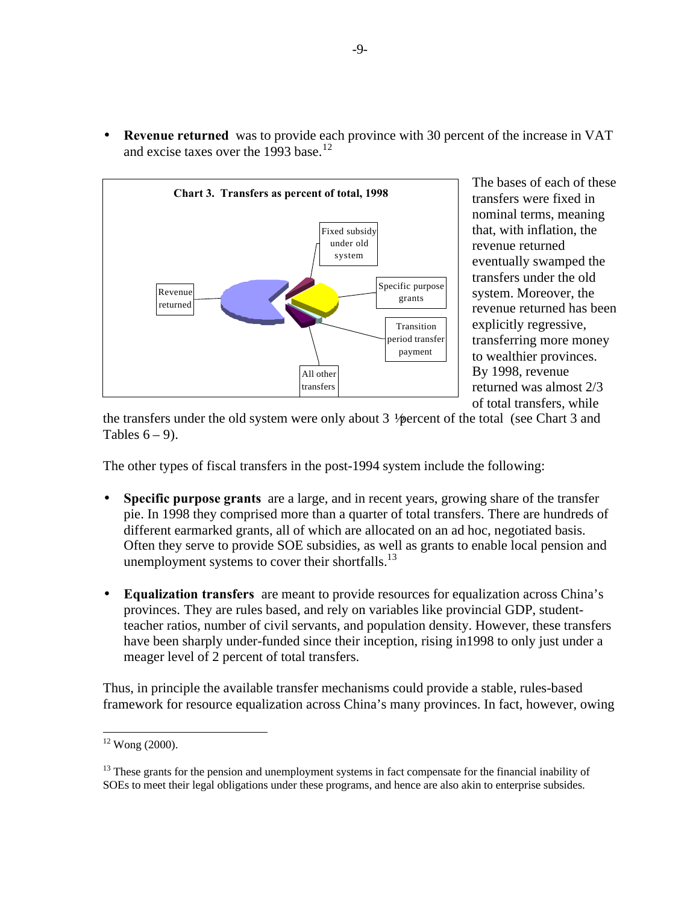- **Revenue returned** was to provide each province with 30 percent of the increase in VAT and excise taxes over the 1993 base.[12]

**Chart 3. Transfers as percent of total, 1998**

Fixed subsidy under old system

Specific purpose grants

Revenue returned

Transition period transfer payment

All other transfers

The bases of each of these transfers were fixed in nominal terms, meaning that, with inflation, the revenue returned eventually swamped the transfers under the old system. Moreover, the revenue returned has been explicitly regressive, transferring more money to wealthier provinces. By 1998, revenue returned was almost 2/3 of total transfers, while the transfers under the old system were only about 3 ½ percent of the total (see Chart 3 and Tables 6 – 9).

The other types of fiscal transfers in the post-1994 system include the following:

- **Specific purpose grants** are a large, and in recent years, growing share of the transfer pie. In 1998 they comprised more than a quarter of total transfers. There are hundreds of different earmarked grants, all of which are allocated on an ad hoc, negotiated basis. Often they serve to provide SOE subsidies, as well as grants to enable local pension and unemployment systems to cover their shortfalls.[13]

- **Equalization transfers** are meant to provide resources for equalization across China's provinces. They are rules based, and rely on variables like provincial GDP, student-teacher ratios, number of civil servants, and population density. However, these transfers have been sharply under-funded since their inception, rising in1998 to only just under a meager level of 2 percent of total transfers.

Thus, in principle the available transfer mechanisms could provide a stable, rules-based framework for resource equalization across China's many provinces. In fact, however, owing

---

[12] Wong (2000).

[13] These grants for the pension and unemployment systems in fact compensate for the financial inability of SOEs to meet their legal obligations under these programs, and hence are also akin to enterprise subsides.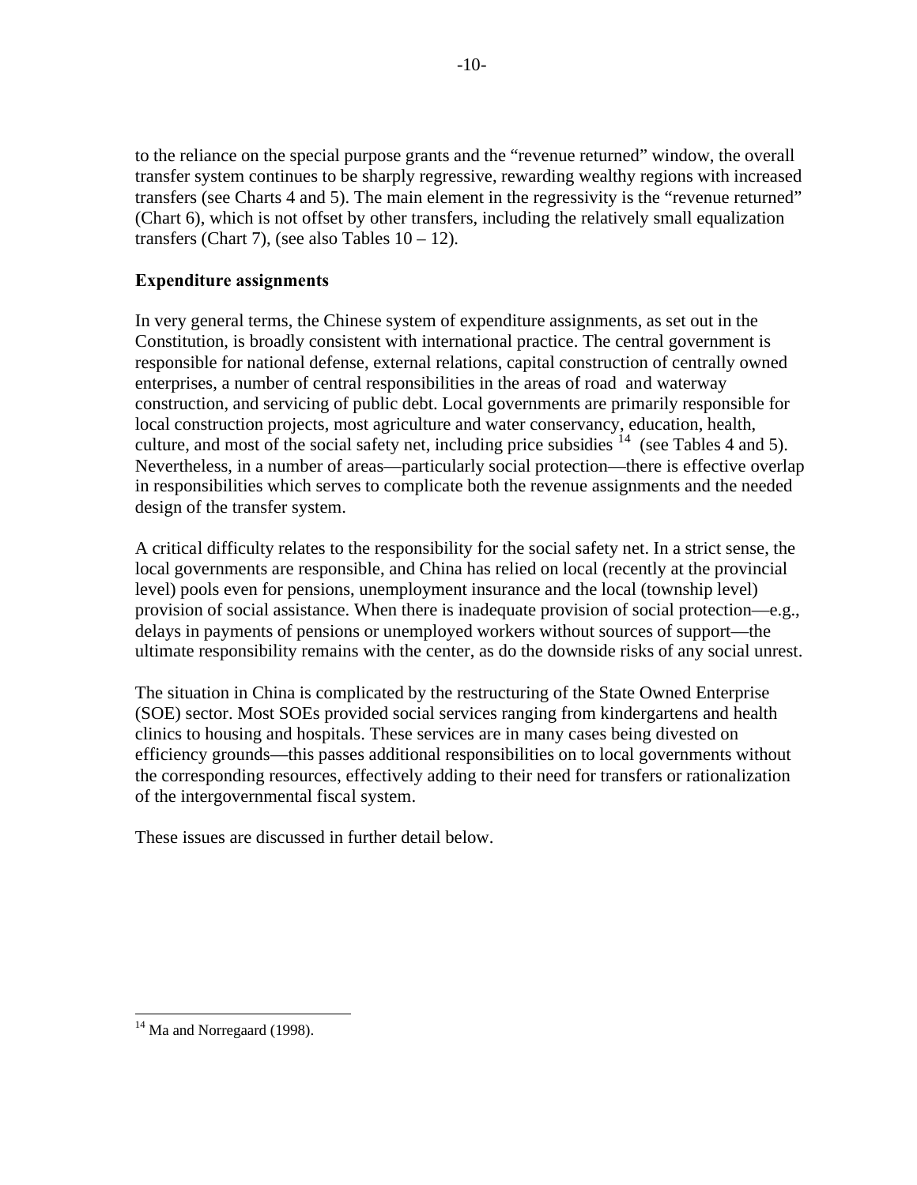to the reliance on the special purpose grants and the "revenue returned" window, the overall transfer system continues to be sharply regressive, rewarding wealthy regions with increased transfers (see Charts 4 and 5). The main element in the regressivity is the "revenue returned" (Chart 6), which is not offset by other transfers, including the relatively small equalization transfers (Chart 7), (see also Tables 10 – 12).

### Expenditure assignments

In very general terms, the Chinese system of expenditure assignments, as set out in the Constitution, is broadly consistent with international practice. The central government is responsible for national defense, external relations, capital construction of centrally owned enterprises, a number of central responsibilities in the areas of road and waterway construction, and servicing of public debt. Local governments are primarily responsible for local construction projects, most agriculture and water conservancy, education, health, culture, and most of the social safety net, including price subsidies [14] (see Tables 4 and 5). Nevertheless, in a number of areas—particularly social protection—there is effective overlap in responsibilities which serves to complicate both the revenue assignments and the needed design of the transfer system.

A critical difficulty relates to the responsibility for the social safety net. In a strict sense, the local governments are responsible, and China has relied on local (recently at the provincial level) pools even for pensions, unemployment insurance and the local (township level) provision of social assistance. When there is inadequate provision of social protection—e.g., delays in payments of pensions or unemployed workers without sources of support—the ultimate responsibility remains with the center, as do the downside risks of any social unrest.

The situation in China is complicated by the restructuring of the State Owned Enterprise (SOE) sector. Most SOEs provided social services ranging from kindergartens and health clinics to housing and hospitals. These services are in many cases being divested on efficiency grounds—this passes additional responsibilities on to local governments without the corresponding resources, effectively adding to their need for transfers or rationalization of the intergovernmental fiscal system.

These issues are discussed in further detail below.

---

[14] Ma and Norregaard (1998).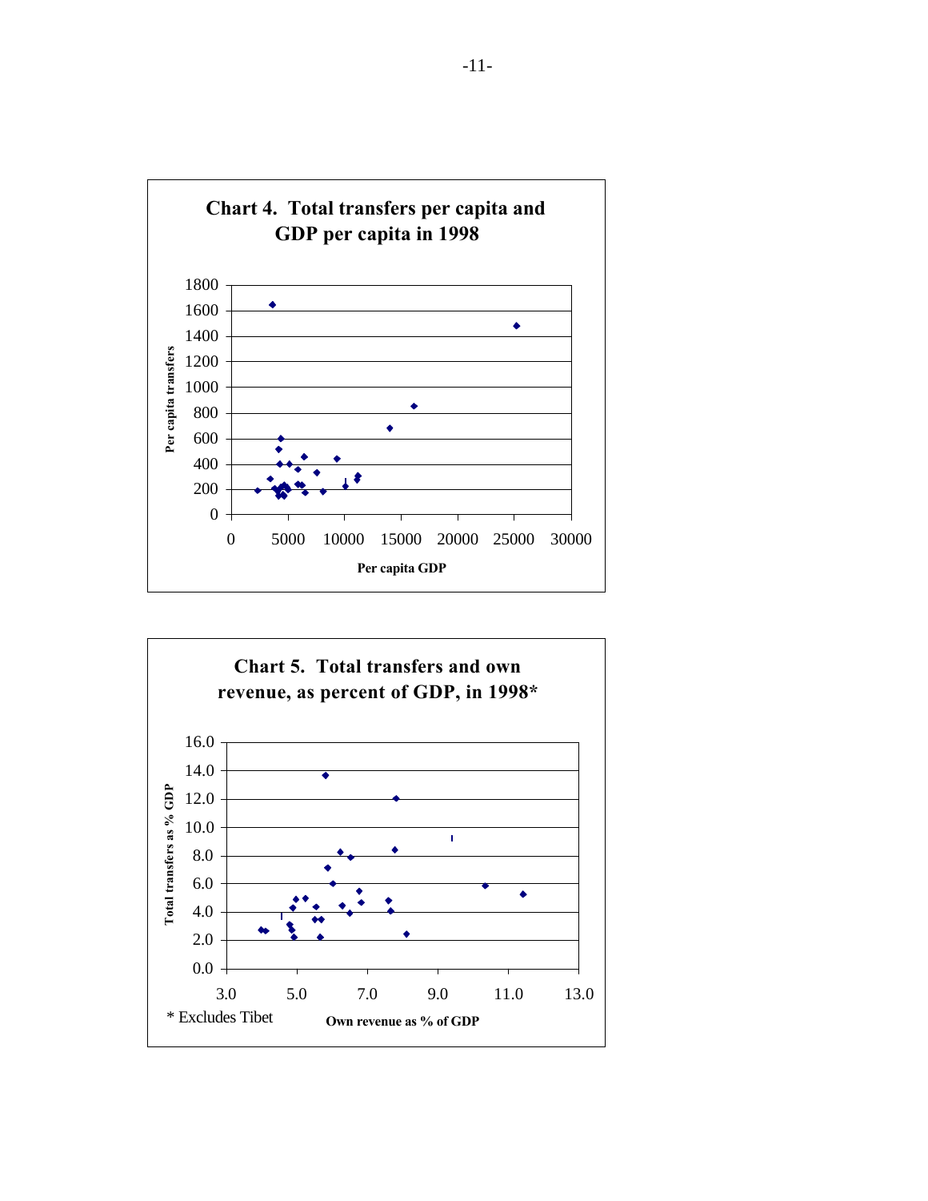**Chart 4. Total transfers per capita and GDP per capita in 1998**

Per capita transfers (y-axis: 0–1800); Per capita GDP (x-axis: 0–30000)

**Chart 5. Total transfers and own revenue, as percent of GDP, in 1998***

Total transfers as % GDP (y-axis: 0.0–16.0); Own revenue as % of GDP (x-axis: 3.0–13.0)

* Excludes Tibet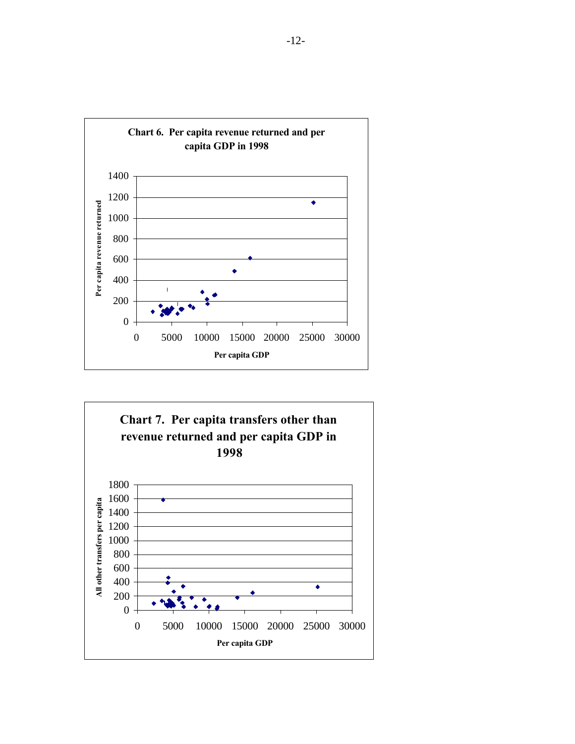**Chart 6. Per capita revenue returned and per capita GDP in 1998**

**Chart 7. Per capita transfers other than revenue returned and per capita GDP in 1998**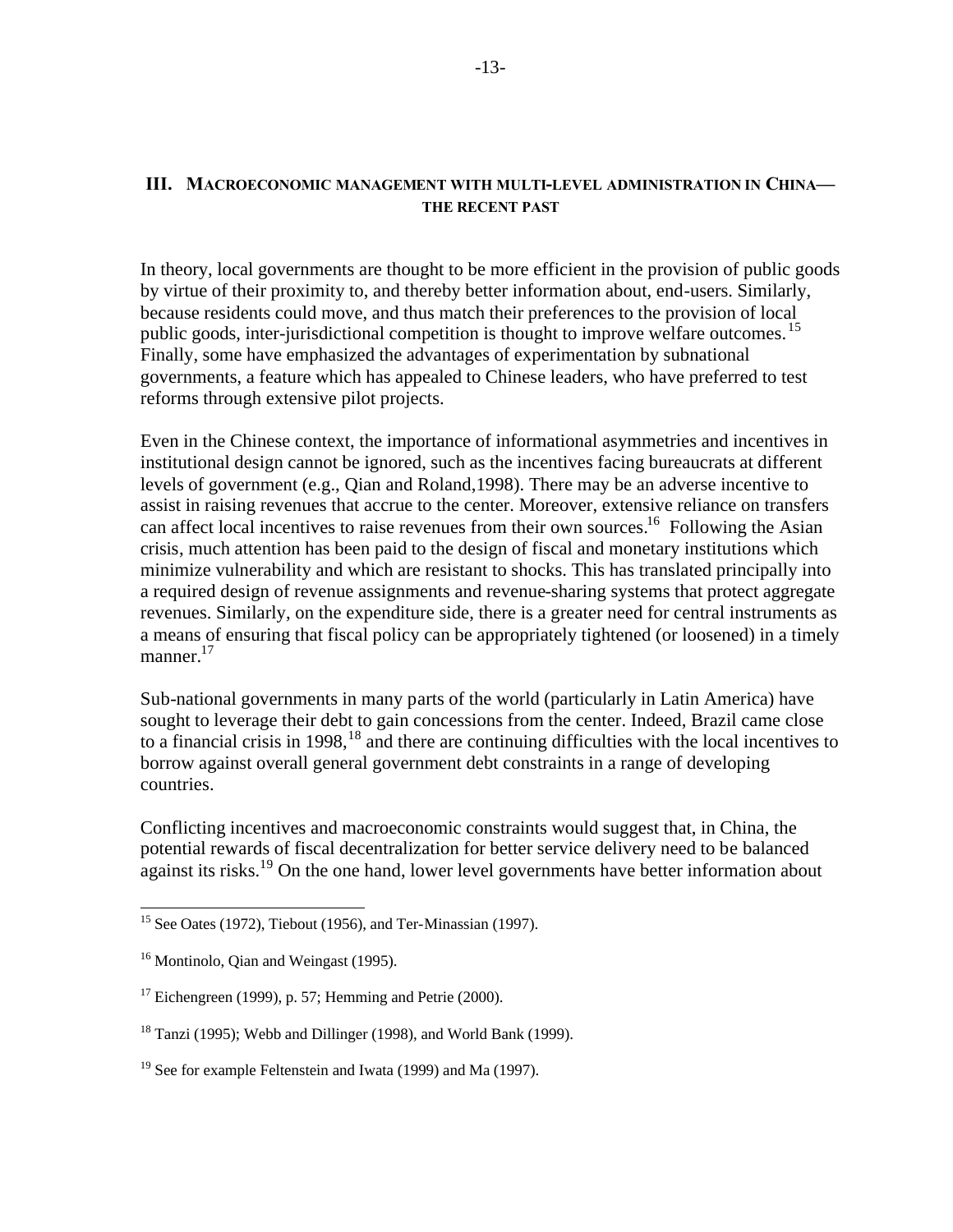## III. MACROECONOMIC MANAGEMENT WITH MULTI-LEVEL ADMINISTRATION IN CHINA—THE RECENT PAST

In theory, local governments are thought to be more efficient in the provision of public goods by virtue of their proximity to, and thereby better information about, end-users. Similarly, because residents could move, and thus match their preferences to the provision of local public goods, inter-jurisdictional competition is thought to improve welfare outcomes.[15] Finally, some have emphasized the advantages of experimentation by subnational governments, a feature which has appealed to Chinese leaders, who have preferred to test reforms through extensive pilot projects.

Even in the Chinese context, the importance of informational asymmetries and incentives in institutional design cannot be ignored, such as the incentives facing bureaucrats at different levels of government (e.g., Qian and Roland,1998). There may be an adverse incentive to assist in raising revenues that accrue to the center. Moreover, extensive reliance on transfers can affect local incentives to raise revenues from their own sources.[16] Following the Asian crisis, much attention has been paid to the design of fiscal and monetary institutions which minimize vulnerability and which are resistant to shocks. This has translated principally into a required design of revenue assignments and revenue-sharing systems that protect aggregate revenues. Similarly, on the expenditure side, there is a greater need for central instruments as a means of ensuring that fiscal policy can be appropriately tightened (or loosened) in a timely manner.[17]

Sub-national governments in many parts of the world (particularly in Latin America) have sought to leverage their debt to gain concessions from the center. Indeed, Brazil came close to a financial crisis in 1998,[18] and there are continuing difficulties with the local incentives to borrow against overall general government debt constraints in a range of developing countries.

Conflicting incentives and macroeconomic constraints would suggest that, in China, the potential rewards of fiscal decentralization for better service delivery need to be balanced against its risks.[19] On the one hand, lower level governments have better information about

---

[15] See Oates (1972), Tiebout (1956), and Ter-Minassian (1997).

[16] Montinolo, Qian and Weingast (1995).

[17] Eichengreen (1999), p. 57; Hemming and Petrie (2000).

[18] Tanzi (1995); Webb and Dillinger (1998), and World Bank (1999).

[19] See for example Feltenstein and Iwata (1999) and Ma (1997).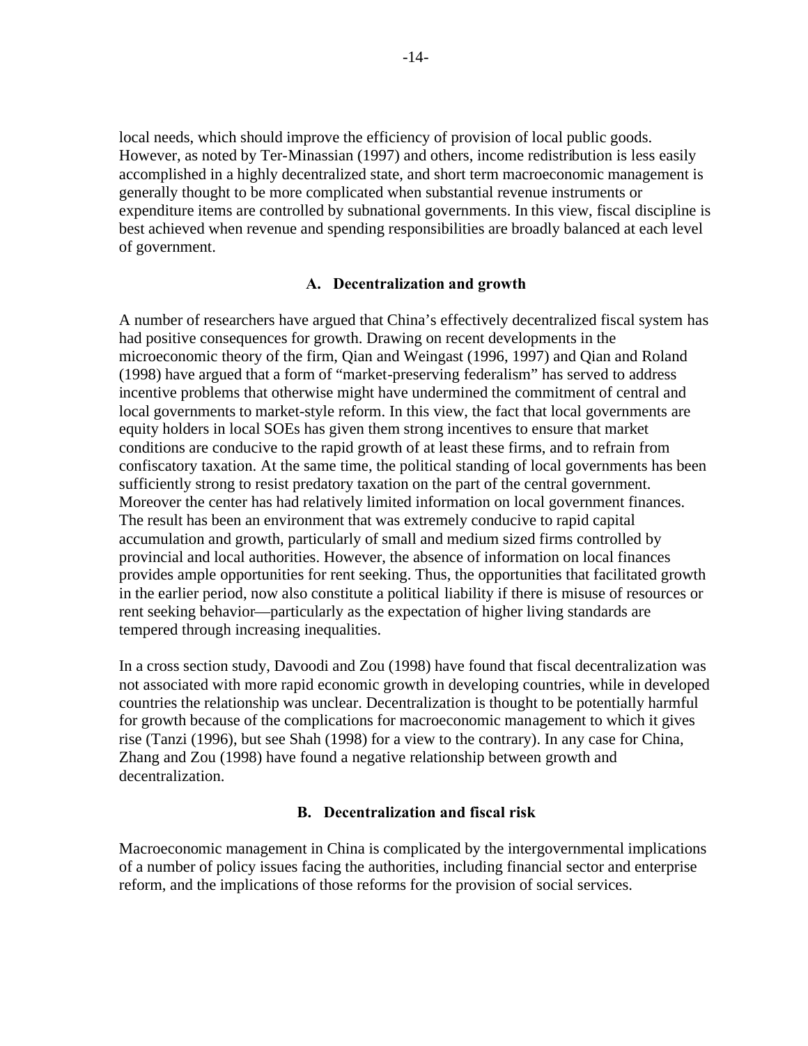local needs, which should improve the efficiency of provision of local public goods. However, as noted by Ter-Minassian (1997) and others, income redistribution is less easily accomplished in a highly decentralized state, and short term macroeconomic management is generally thought to be more complicated when substantial revenue instruments or expenditure items are controlled by subnational governments. In this view, fiscal discipline is best achieved when revenue and spending responsibilities are broadly balanced at each level of government.

### A. Decentralization and growth

A number of researchers have argued that China's effectively decentralized fiscal system has had positive consequences for growth. Drawing on recent developments in the microeconomic theory of the firm, Qian and Weingast (1996, 1997) and Qian and Roland (1998) have argued that a form of "market-preserving federalism" has served to address incentive problems that otherwise might have undermined the commitment of central and local governments to market-style reform. In this view, the fact that local governments are equity holders in local SOEs has given them strong incentives to ensure that market conditions are conducive to the rapid growth of at least these firms, and to refrain from confiscatory taxation. At the same time, the political standing of local governments has been sufficiently strong to resist predatory taxation on the part of the central government. Moreover the center has had relatively limited information on local government finances. The result has been an environment that was extremely conducive to rapid capital accumulation and growth, particularly of small and medium sized firms controlled by provincial and local authorities. However, the absence of information on local finances provides ample opportunities for rent seeking. Thus, the opportunities that facilitated growth in the earlier period, now also constitute a political liability if there is misuse of resources or rent seeking behavior—particularly as the expectation of higher living standards are tempered through increasing inequalities.

In a cross section study, Davoodi and Zou (1998) have found that fiscal decentralization was not associated with more rapid economic growth in developing countries, while in developed countries the relationship was unclear. Decentralization is thought to be potentially harmful for growth because of the complications for macroeconomic management to which it gives rise (Tanzi (1996), but see Shah (1998) for a view to the contrary). In any case for China, Zhang and Zou (1998) have found a negative relationship between growth and decentralization.

### B. Decentralization and fiscal risk

Macroeconomic management in China is complicated by the intergovernmental implications of a number of policy issues facing the authorities, including financial sector and enterprise reform, and the implications of those reforms for the provision of social services.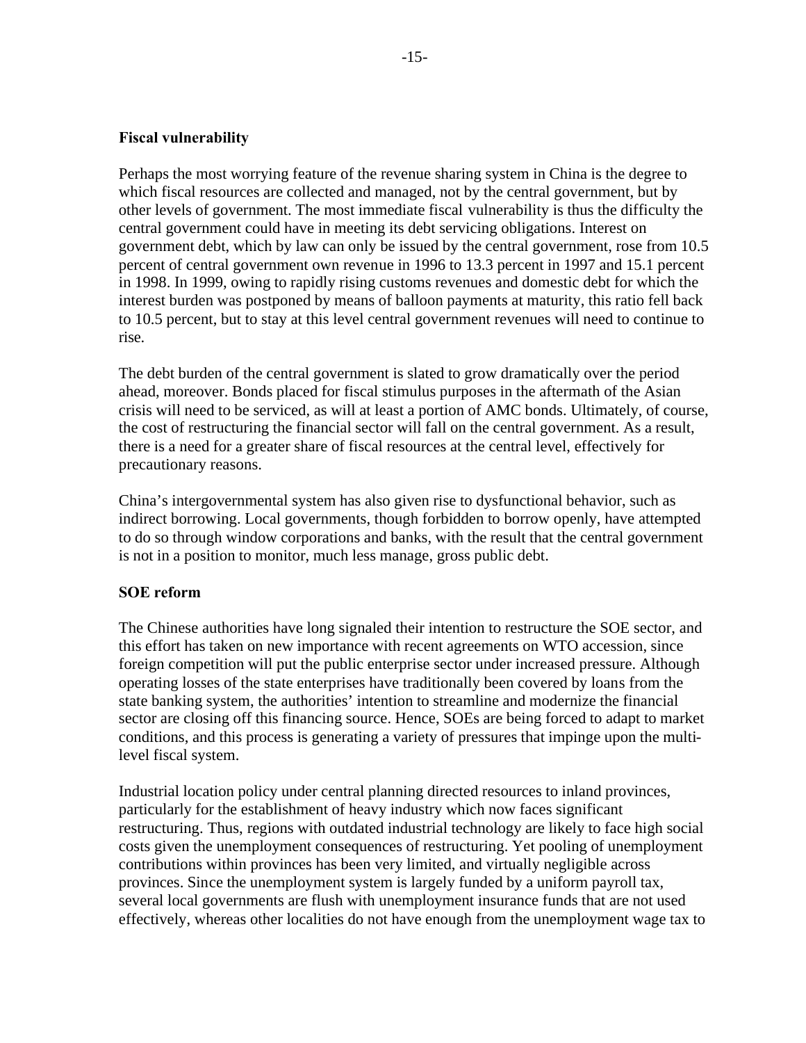**Fiscal vulnerability**

Perhaps the most worrying feature of the revenue sharing system in China is the degree to which fiscal resources are collected and managed, not by the central government, but by other levels of government. The most immediate fiscal vulnerability is thus the difficulty the central government could have in meeting its debt servicing obligations. Interest on government debt, which by law can only be issued by the central government, rose from 10.5 percent of central government own revenue in 1996 to 13.3 percent in 1997 and 15.1 percent in 1998. In 1999, owing to rapidly rising customs revenues and domestic debt for which the interest burden was postponed by means of balloon payments at maturity, this ratio fell back to 10.5 percent, but to stay at this level central government revenues will need to continue to rise.

The debt burden of the central government is slated to grow dramatically over the period ahead, moreover. Bonds placed for fiscal stimulus purposes in the aftermath of the Asian crisis will need to be serviced, as will at least a portion of AMC bonds. Ultimately, of course, the cost of restructuring the financial sector will fall on the central government. As a result, there is a need for a greater share of fiscal resources at the central level, effectively for precautionary reasons.

China's intergovernmental system has also given rise to dysfunctional behavior, such as indirect borrowing. Local governments, though forbidden to borrow openly, have attempted to do so through window corporations and banks, with the result that the central government is not in a position to monitor, much less manage, gross public debt.

**SOE reform**

The Chinese authorities have long signaled their intention to restructure the SOE sector, and this effort has taken on new importance with recent agreements on WTO accession, since foreign competition will put the public enterprise sector under increased pressure. Although operating losses of the state enterprises have traditionally been covered by loans from the state banking system, the authorities' intention to streamline and modernize the financial sector are closing off this financing source. Hence, SOEs are being forced to adapt to market conditions, and this process is generating a variety of pressures that impinge upon the multi-level fiscal system.

Industrial location policy under central planning directed resources to inland provinces, particularly for the establishment of heavy industry which now faces significant restructuring. Thus, regions with outdated industrial technology are likely to face high social costs given the unemployment consequences of restructuring. Yet pooling of unemployment contributions within provinces has been very limited, and virtually negligible across provinces. Since the unemployment system is largely funded by a uniform payroll tax, several local governments are flush with unemployment insurance funds that are not used effectively, whereas other localities do not have enough from the unemployment wage tax to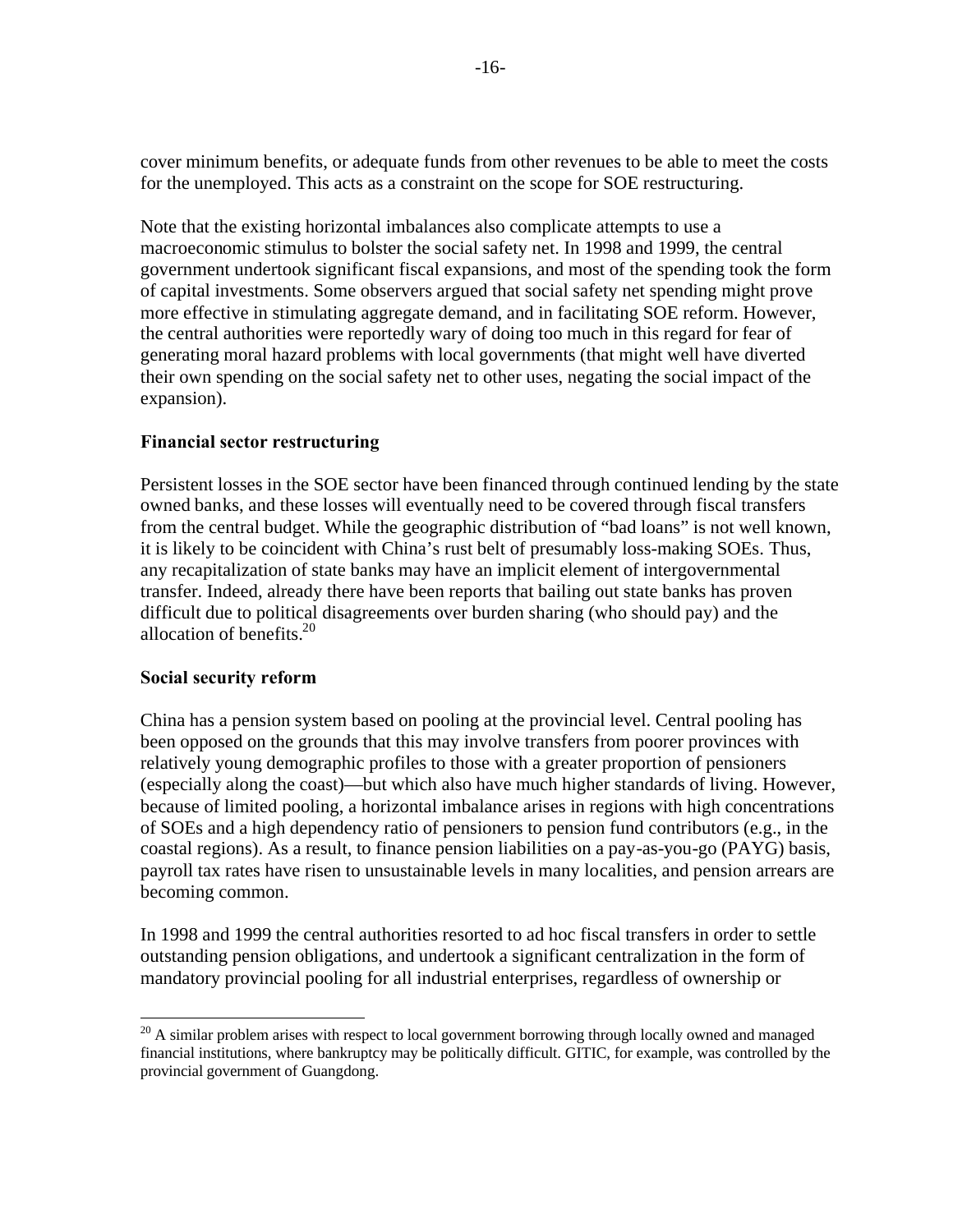cover minimum benefits, or adequate funds from other revenues to be able to meet the costs for the unemployed. This acts as a constraint on the scope for SOE restructuring.

Note that the existing horizontal imbalances also complicate attempts to use a macroeconomic stimulus to bolster the social safety net. In 1998 and 1999, the central government undertook significant fiscal expansions, and most of the spending took the form of capital investments. Some observers argued that social safety net spending might prove more effective in stimulating aggregate demand, and in facilitating SOE reform. However, the central authorities were reportedly wary of doing too much in this regard for fear of generating moral hazard problems with local governments (that might well have diverted their own spending on the social safety net to other uses, negating the social impact of the expansion).

**Financial sector restructuring**

Persistent losses in the SOE sector have been financed through continued lending by the state owned banks, and these losses will eventually need to be covered through fiscal transfers from the central budget. While the geographic distribution of "bad loans" is not well known, it is likely to be coincident with China's rust belt of presumably loss-making SOEs. Thus, any recapitalization of state banks may have an implicit element of intergovernmental transfer. Indeed, already there have been reports that bailing out state banks has proven difficult due to political disagreements over burden sharing (who should pay) and the allocation of benefits.[20]

**Social security reform**

China has a pension system based on pooling at the provincial level. Central pooling has been opposed on the grounds that this may involve transfers from poorer provinces with relatively young demographic profiles to those with a greater proportion of pensioners (especially along the coast)—but which also have much higher standards of living. However, because of limited pooling, a horizontal imbalance arises in regions with high concentrations of SOEs and a high dependency ratio of pensioners to pension fund contributors (e.g., in the coastal regions). As a result, to finance pension liabilities on a pay-as-you-go (PAYG) basis, payroll tax rates have risen to unsustainable levels in many localities, and pension arrears are becoming common.

In 1998 and 1999 the central authorities resorted to ad hoc fiscal transfers in order to settle outstanding pension obligations, and undertook a significant centralization in the form of mandatory provincial pooling for all industrial enterprises, regardless of ownership or

[20] A similar problem arises with respect to local government borrowing through locally owned and managed financial institutions, where bankruptcy may be politically difficult. GITIC, for example, was controlled by the provincial government of Guangdong.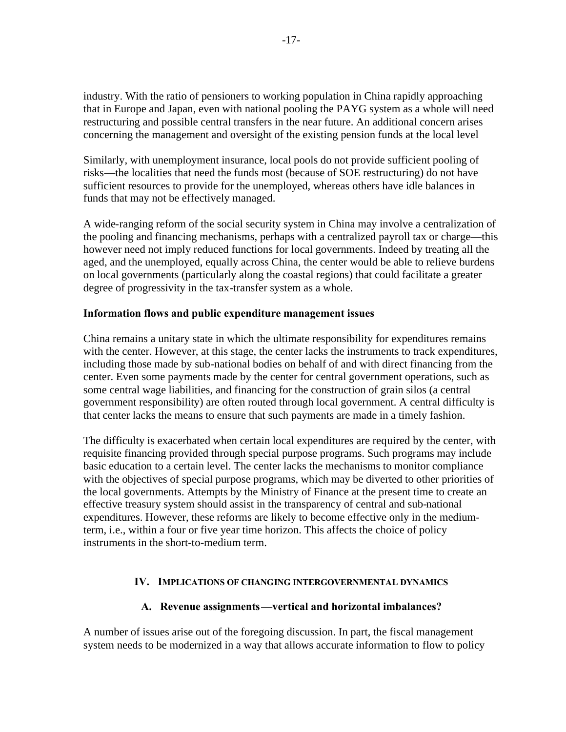industry. With the ratio of pensioners to working population in China rapidly approaching that in Europe and Japan, even with national pooling the PAYG system as a whole will need restructuring and possible central transfers in the near future. An additional concern arises concerning the management and oversight of the existing pension funds at the local level

Similarly, with unemployment insurance, local pools do not provide sufficient pooling of risks—the localities that need the funds most (because of SOE restructuring) do not have sufficient resources to provide for the unemployed, whereas others have idle balances in funds that may not be effectively managed.

A wide-ranging reform of the social security system in China may involve a centralization of the pooling and financing mechanisms, perhaps with a centralized payroll tax or charge—this however need not imply reduced functions for local governments. Indeed by treating all the aged, and the unemployed, equally across China, the center would be able to relieve burdens on local governments (particularly along the coastal regions) that could facilitate a greater degree of progressivity in the tax-transfer system as a whole.

**Information flows and public expenditure management issues**

China remains a unitary state in which the ultimate responsibility for expenditures remains with the center. However, at this stage, the center lacks the instruments to track expenditures, including those made by sub-national bodies on behalf of and with direct financing from the center. Even some payments made by the center for central government operations, such as some central wage liabilities, and financing for the construction of grain silos (a central government responsibility) are often routed through local government. A central difficulty is that center lacks the means to ensure that such payments are made in a timely fashion.

The difficulty is exacerbated when certain local expenditures are required by the center, with requisite financing provided through special purpose programs. Such programs may include basic education to a certain level. The center lacks the mechanisms to monitor compliance with the objectives of special purpose programs, which may be diverted to other priorities of the local governments. Attempts by the Ministry of Finance at the present time to create an effective treasury system should assist in the transparency of central and sub-national expenditures. However, these reforms are likely to become effective only in the medium-term, i.e., within a four or five year time horizon. This affects the choice of policy instruments in the short-to-medium term.

## IV. Implications of Changing Intergovernmental Dynamics

### A. Revenue assignments—vertical and horizontal imbalances?

A number of issues arise out of the foregoing discussion. In part, the fiscal management system needs to be modernized in a way that allows accurate information to flow to policy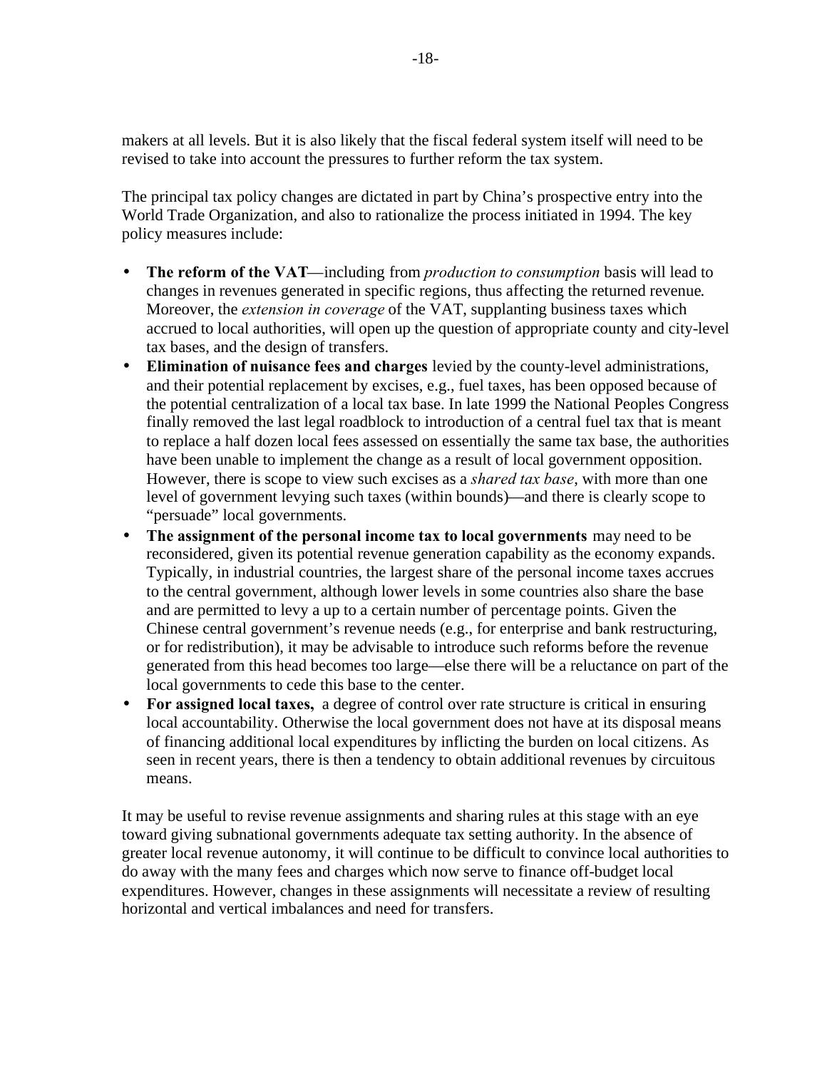makers at all levels. But it is also likely that the fiscal federal system itself will need to be revised to take into account the pressures to further reform the tax system.

The principal tax policy changes are dictated in part by China's prospective entry into the World Trade Organization, and also to rationalize the process initiated in 1994. The key policy measures include:

- **The reform of the VAT**—including from *production to consumption* basis will lead to changes in revenues generated in specific regions, thus affecting the returned revenue. Moreover, the *extension in coverage* of the VAT, supplanting business taxes which accrued to local authorities, will open up the question of appropriate county and city-level tax bases, and the design of transfers.
- **Elimination of nuisance fees and charges** levied by the county-level administrations, and their potential replacement by excises, e.g., fuel taxes, has been opposed because of the potential centralization of a local tax base. In late 1999 the National Peoples Congress finally removed the last legal roadblock to introduction of a central fuel tax that is meant to replace a half dozen local fees assessed on essentially the same tax base, the authorities have been unable to implement the change as a result of local government opposition. However, there is scope to view such excises as a *shared tax base*, with more than one level of government levying such taxes (within bounds)—and there is clearly scope to "persuade" local governments.
- **The assignment of the personal income tax to local governments** may need to be reconsidered, given its potential revenue generation capability as the economy expands. Typically, in industrial countries, the largest share of the personal income taxes accrues to the central government, although lower levels in some countries also share the base and are permitted to levy a up to a certain number of percentage points. Given the Chinese central government's revenue needs (e.g., for enterprise and bank restructuring, or for redistribution), it may be advisable to introduce such reforms before the revenue generated from this head becomes too large—else there will be a reluctance on part of the local governments to cede this base to the center.
- **For assigned local taxes,** a degree of control over rate structure is critical in ensuring local accountability. Otherwise the local government does not have at its disposal means of financing additional local expenditures by inflicting the burden on local citizens. As seen in recent years, there is then a tendency to obtain additional revenues by circuitous means.

It may be useful to revise revenue assignments and sharing rules at this stage with an eye toward giving subnational governments adequate tax setting authority. In the absence of greater local revenue autonomy, it will continue to be difficult to convince local authorities to do away with the many fees and charges which now serve to finance off-budget local expenditures. However, changes in these assignments will necessitate a review of resulting horizontal and vertical imbalances and need for transfers.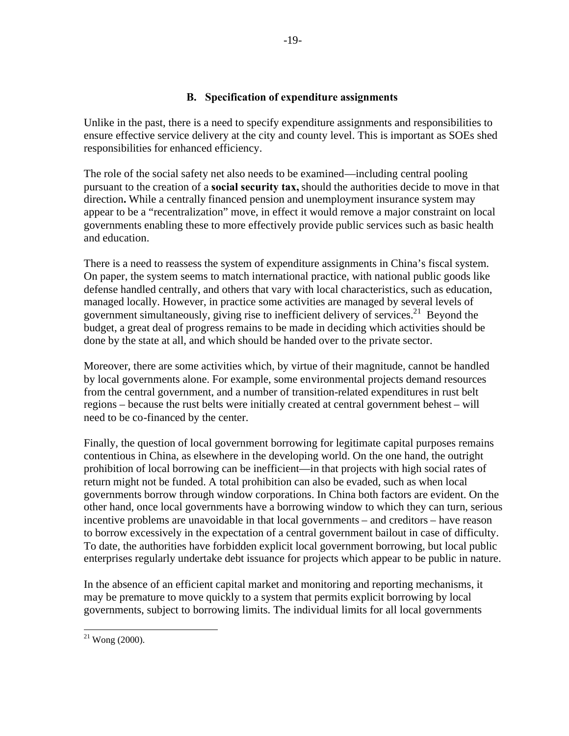### B. Specification of expenditure assignments

Unlike in the past, there is a need to specify expenditure assignments and responsibilities to ensure effective service delivery at the city and county level. This is important as SOEs shed responsibilities for enhanced efficiency.

The role of the social safety net also needs to be examined—including central pooling pursuant to the creation of a **social security tax,** should the authorities decide to move in that direction**.** While a centrally financed pension and unemployment insurance system may appear to be a "recentralization" move, in effect it would remove a major constraint on local governments enabling these to more effectively provide public services such as basic health and education.

There is a need to reassess the system of expenditure assignments in China's fiscal system. On paper, the system seems to match international practice, with national public goods like defense handled centrally, and others that vary with local characteristics, such as education, managed locally. However, in practice some activities are managed by several levels of government simultaneously, giving rise to inefficient delivery of services.[21] Beyond the budget, a great deal of progress remains to be made in deciding which activities should be done by the state at all, and which should be handed over to the private sector.

Moreover, there are some activities which, by virtue of their magnitude, cannot be handled by local governments alone. For example, some environmental projects demand resources from the central government, and a number of transition-related expenditures in rust belt regions – because the rust belts were initially created at central government behest – will need to be co-financed by the center.

Finally, the question of local government borrowing for legitimate capital purposes remains contentious in China, as elsewhere in the developing world. On the one hand, the outright prohibition of local borrowing can be inefficient—in that projects with high social rates of return might not be funded. A total prohibition can also be evaded, such as when local governments borrow through window corporations. In China both factors are evident. On the other hand, once local governments have a borrowing window to which they can turn, serious incentive problems are unavoidable in that local governments – and creditors – have reason to borrow excessively in the expectation of a central government bailout in case of difficulty. To date, the authorities have forbidden explicit local government borrowing, but local public enterprises regularly undertake debt issuance for projects which appear to be public in nature.

In the absence of an efficient capital market and monitoring and reporting mechanisms, it may be premature to move quickly to a system that permits explicit borrowing by local governments, subject to borrowing limits. The individual limits for all local governments

---

[21] Wong (2000).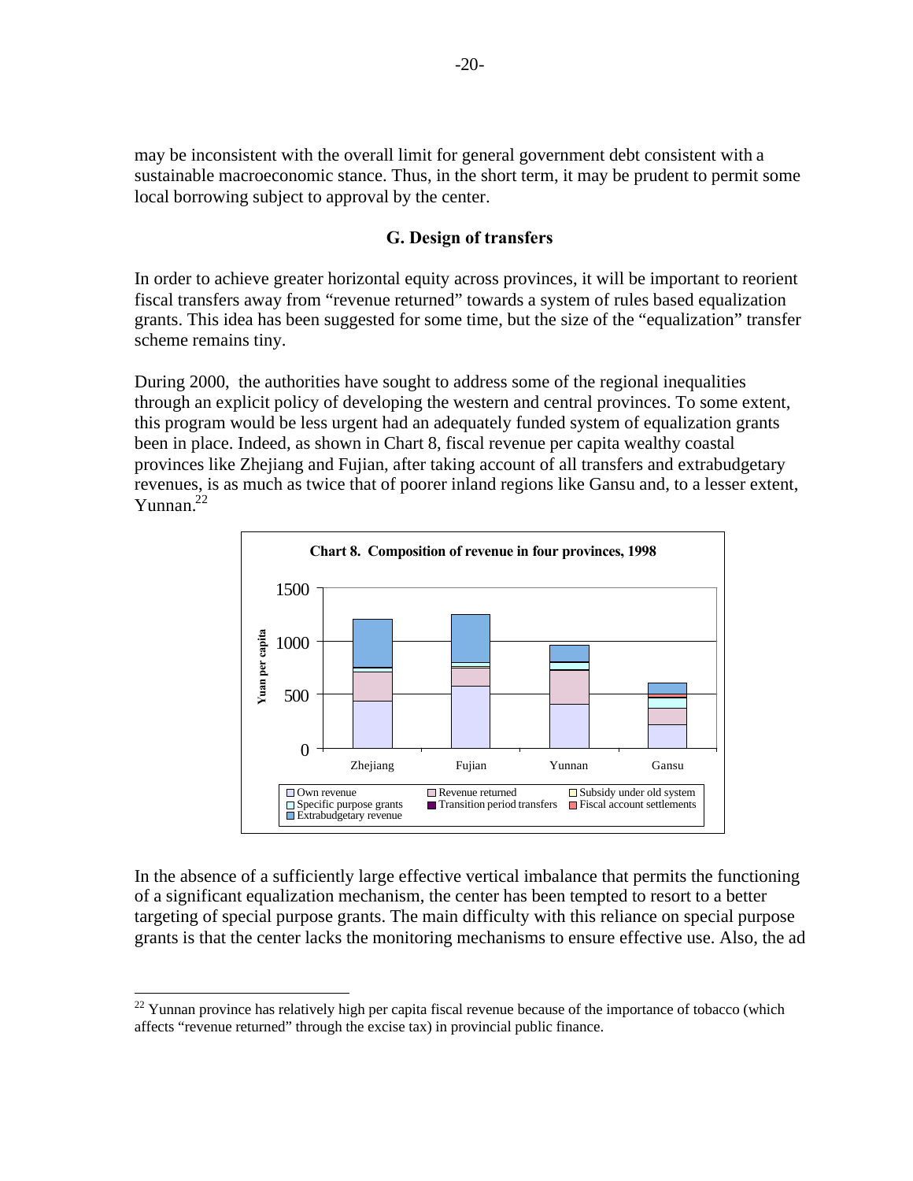may be inconsistent with the overall limit for general government debt consistent with a sustainable macroeconomic stance. Thus, in the short term, it may be prudent to permit some local borrowing subject to approval by the center.

### G. Design of transfers

In order to achieve greater horizontal equity across provinces, it will be important to reorient fiscal transfers away from "revenue returned" towards a system of rules based equalization grants. This idea has been suggested for some time, but the size of the "equalization" transfer scheme remains tiny.

During 2000, the authorities have sought to address some of the regional inequalities through an explicit policy of developing the western and central provinces. To some extent, this program would be less urgent had an adequately funded system of equalization grants been in place. Indeed, as shown in Chart 8, fiscal revenue per capita wealthy coastal provinces like Zhejiang and Fujian, after taking account of all transfers and extrabudgetary revenues, is as much as twice that of poorer inland regions like Gansu and, to a lesser extent, Yunnan.[22]

**Chart 8. Composition of revenue in four provinces, 1998**

In the absence of a sufficiently large effective vertical imbalance that permits the functioning of a significant equalization mechanism, the center has been tempted to resort to a better targeting of special purpose grants. The main difficulty with this reliance on special purpose grants is that the center lacks the monitoring mechanisms to ensure effective use. Also, the ad

---

[22] Yunnan province has relatively high per capita fiscal revenue because of the importance of tobacco (which affects "revenue returned" through the excise tax) in provincial public finance.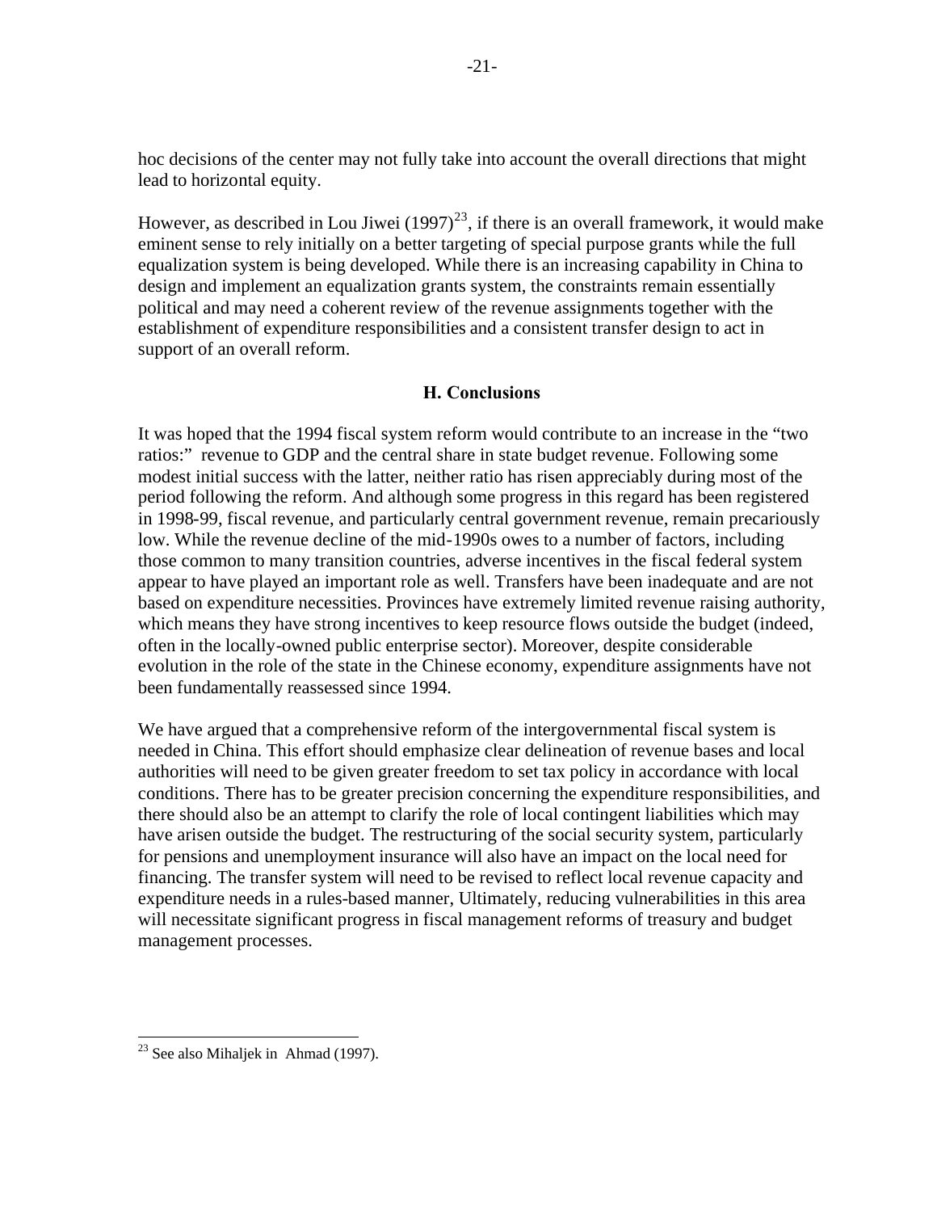hoc decisions of the center may not fully take into account the overall directions that might lead to horizontal equity.

However, as described in Lou Jiwei (1997)[23], if there is an overall framework, it would make eminent sense to rely initially on a better targeting of special purpose grants while the full equalization system is being developed. While there is an increasing capability in China to design and implement an equalization grants system, the constraints remain essentially political and may need a coherent review of the revenue assignments together with the establishment of expenditure responsibilities and a consistent transfer design to act in support of an overall reform.

## H. Conclusions

It was hoped that the 1994 fiscal system reform would contribute to an increase in the "two ratios:" revenue to GDP and the central share in state budget revenue. Following some modest initial success with the latter, neither ratio has risen appreciably during most of the period following the reform. And although some progress in this regard has been registered in 1998-99, fiscal revenue, and particularly central government revenue, remain precariously low. While the revenue decline of the mid-1990s owes to a number of factors, including those common to many transition countries, adverse incentives in the fiscal federal system appear to have played an important role as well. Transfers have been inadequate and are not based on expenditure necessities. Provinces have extremely limited revenue raising authority, which means they have strong incentives to keep resource flows outside the budget (indeed, often in the locally-owned public enterprise sector). Moreover, despite considerable evolution in the role of the state in the Chinese economy, expenditure assignments have not been fundamentally reassessed since 1994.

We have argued that a comprehensive reform of the intergovernmental fiscal system is needed in China. This effort should emphasize clear delineation of revenue bases and local authorities will need to be given greater freedom to set tax policy in accordance with local conditions. There has to be greater precision concerning the expenditure responsibilities, and there should also be an attempt to clarify the role of local contingent liabilities which may have arisen outside the budget. The restructuring of the social security system, particularly for pensions and unemployment insurance will also have an impact on the local need for financing. The transfer system will need to be revised to reflect local revenue capacity and expenditure needs in a rules-based manner, Ultimately, reducing vulnerabilities in this area will necessitate significant progress in fiscal management reforms of treasury and budget management processes.

---

[23] See also Mihaljek in Ahmad (1997).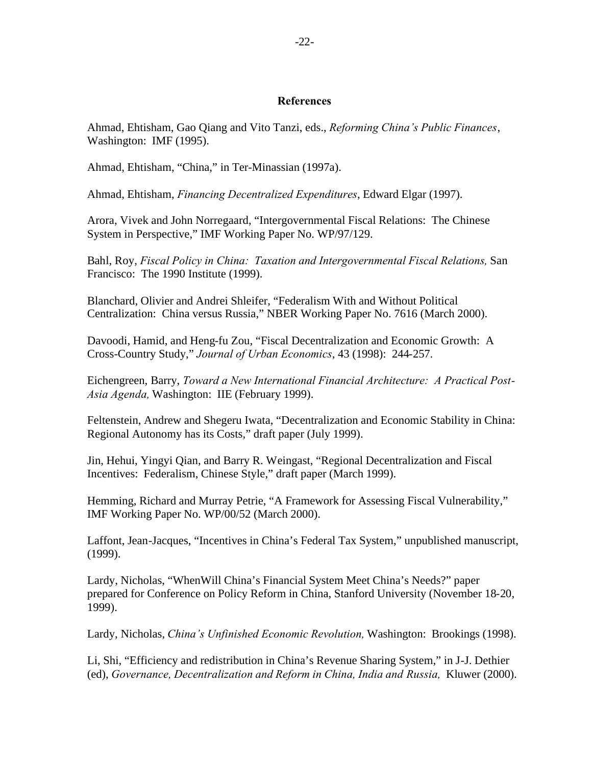## References

Ahmad, Ehtisham, Gao Qiang and Vito Tanzi, eds., *Reforming China's Public Finances*, Washington: IMF (1995).

Ahmad, Ehtisham, "China," in Ter-Minassian (1997a).

Ahmad, Ehtisham, *Financing Decentralized Expenditures*, Edward Elgar (1997).

Arora, Vivek and John Norregaard, "Intergovernmental Fiscal Relations: The Chinese System in Perspective," IMF Working Paper No. WP/97/129.

Bahl, Roy, *Fiscal Policy in China: Taxation and Intergovernmental Fiscal Relations,* San Francisco: The 1990 Institute (1999).

Blanchard, Olivier and Andrei Shleifer, "Federalism With and Without Political Centralization: China versus Russia," NBER Working Paper No. 7616 (March 2000).

Davoodi, Hamid, and Heng-fu Zou, "Fiscal Decentralization and Economic Growth: A Cross-Country Study," *Journal of Urban Economics*, 43 (1998): 244-257.

Eichengreen, Barry, *Toward a New International Financial Architecture: A Practical Post-Asia Agenda,* Washington: IIE (February 1999).

Feltenstein, Andrew and Shegeru Iwata, "Decentralization and Economic Stability in China: Regional Autonomy has its Costs," draft paper (July 1999).

Jin, Hehui, Yingyi Qian, and Barry R. Weingast, "Regional Decentralization and Fiscal Incentives: Federalism, Chinese Style," draft paper (March 1999).

Hemming, Richard and Murray Petrie, "A Framework for Assessing Fiscal Vulnerability," IMF Working Paper No. WP/00/52 (March 2000).

Laffont, Jean-Jacques, "Incentives in China's Federal Tax System," unpublished manuscript, (1999).

Lardy, Nicholas, "WhenWill China's Financial System Meet China's Needs?" paper prepared for Conference on Policy Reform in China, Stanford University (November 18-20, 1999).

Lardy, Nicholas, *China's Unfinished Economic Revolution,* Washington: Brookings (1998).

Li, Shi, "Efficiency and redistribution in China's Revenue Sharing System," in J-J. Dethier (ed), *Governance, Decentralization and Reform in China, India and Russia,* Kluwer (2000).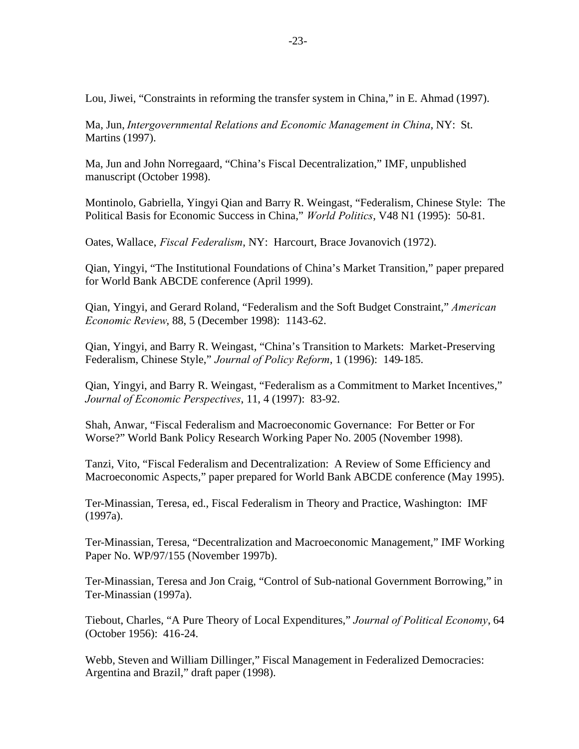Lou, Jiwei, “Constraints in reforming the transfer system in China,” in E. Ahmad (1997).

Ma, Jun, *Intergovernmental Relations and Economic Management in China*, NY: St. Martins (1997).

Ma, Jun and John Norregaard, “China’s Fiscal Decentralization,” IMF, unpublished manuscript (October 1998).

Montinolo, Gabriella, Yingyi Qian and Barry R. Weingast, “Federalism, Chinese Style: The Political Basis for Economic Success in China,” *World Politics*, V48 N1 (1995): 50-81.

Oates, Wallace, *Fiscal Federalism*, NY: Harcourt, Brace Jovanovich (1972).

Qian, Yingyi, “The Institutional Foundations of China’s Market Transition,” paper prepared for World Bank ABCDE conference (April 1999).

Qian, Yingyi, and Gerard Roland, “Federalism and the Soft Budget Constraint,” *American Economic Review*, 88, 5 (December 1998): 1143-62.

Qian, Yingyi, and Barry R. Weingast, “China’s Transition to Markets: Market-Preserving Federalism, Chinese Style,” *Journal of Policy Reform*, 1 (1996): 149-185.

Qian, Yingyi, and Barry R. Weingast, “Federalism as a Commitment to Market Incentives,” *Journal of Economic Perspectives*, 11, 4 (1997): 83-92.

Shah, Anwar, “Fiscal Federalism and Macroeconomic Governance: For Better or For Worse?” World Bank Policy Research Working Paper No. 2005 (November 1998).

Tanzi, Vito, “Fiscal Federalism and Decentralization: A Review of Some Efficiency and Macroeconomic Aspects,” paper prepared for World Bank ABCDE conference (May 1995).

Ter-Minassian, Teresa, ed., Fiscal Federalism in Theory and Practice, Washington: IMF (1997a).

Ter-Minassian, Teresa, “Decentralization and Macroeconomic Management,” IMF Working Paper No. WP/97/155 (November 1997b).

Ter-Minassian, Teresa and Jon Craig, “Control of Sub-national Government Borrowing,” in Ter-Minassian (1997a).

Tiebout, Charles, “A Pure Theory of Local Expenditures,” *Journal of Political Economy*, 64 (October 1956): 416-24.

Webb, Steven and William Dillinger,” Fiscal Management in Federalized Democracies: Argentina and Brazil,” draft paper (1998).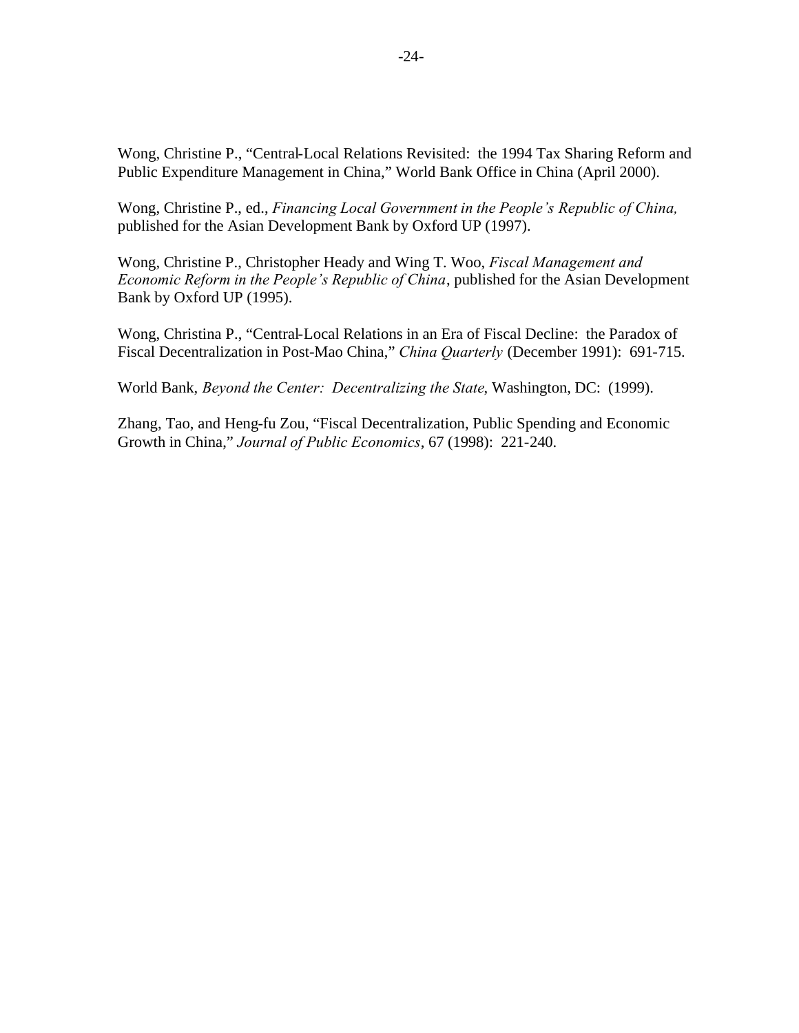Wong, Christine P., "Central-Local Relations Revisited: the 1994 Tax Sharing Reform and Public Expenditure Management in China," World Bank Office in China (April 2000).

Wong, Christine P., ed., *Financing Local Government in the People's Republic of China,* published for the Asian Development Bank by Oxford UP (1997).

Wong, Christine P., Christopher Heady and Wing T. Woo, *Fiscal Management and Economic Reform in the People's Republic of China*, published for the Asian Development Bank by Oxford UP (1995).

Wong, Christina P., "Central-Local Relations in an Era of Fiscal Decline: the Paradox of Fiscal Decentralization in Post-Mao China," *China Quarterly* (December 1991): 691-715.

World Bank, *Beyond the Center: Decentralizing the State*, Washington, DC: (1999).

Zhang, Tao, and Heng-fu Zou, "Fiscal Decentralization, Public Spending and Economic Growth in China," *Journal of Public Economics*, 67 (1998): 221-240.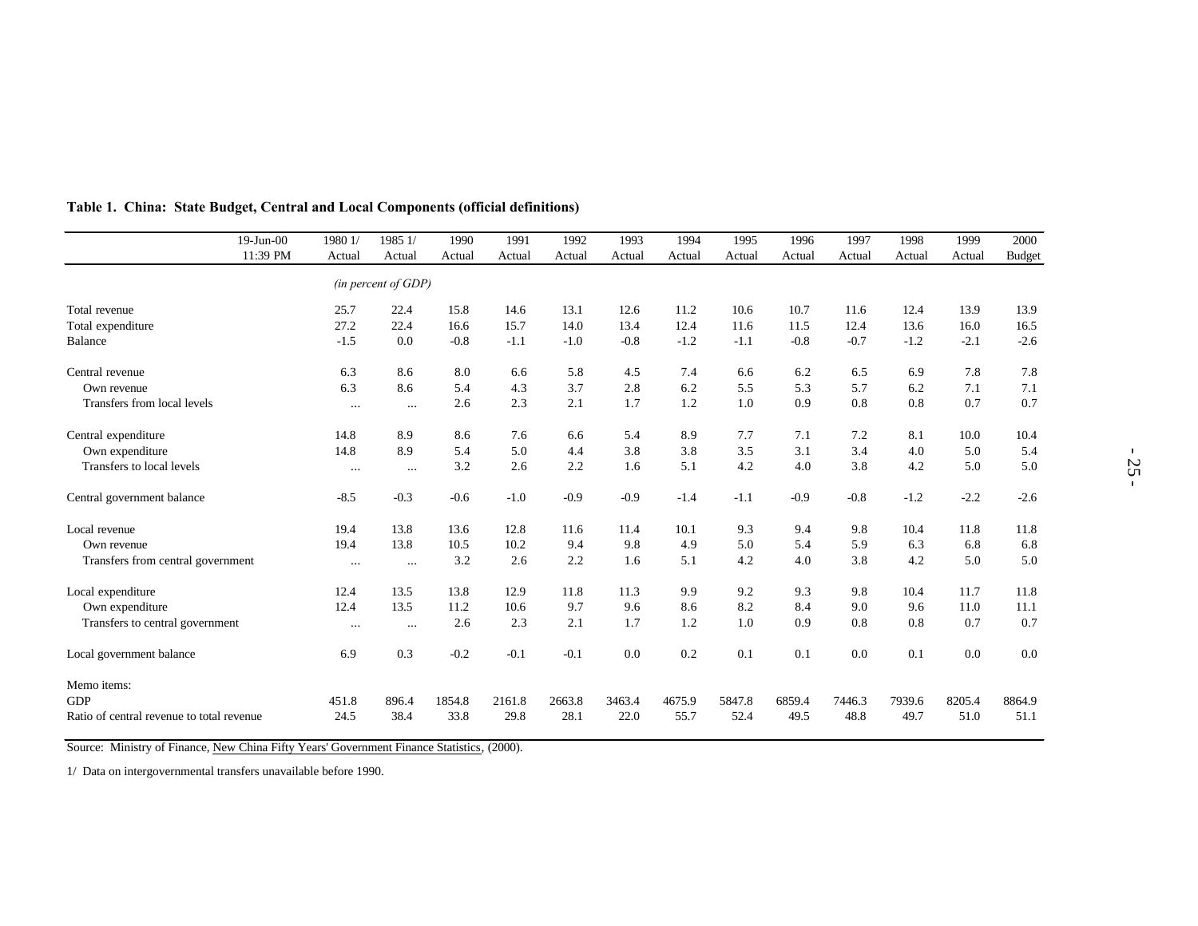**Table 1. China: State Budget, Central and Local Components (official definitions)**

| 19-Jun-00 11:39 PM | 1980 1/ Actual | 1985 1/ Actual | 1990 Actual | 1991 Actual | 1992 Actual | 1993 Actual | 1994 Actual | 1995 Actual | 1996 Actual | 1997 Actual | 1998 Actual | 1999 Actual | 2000 Budget |
|---|---|---|---|---|---|---|---|---|---|---|---|---|---|
| | *(in percent of GDP)* | | | | | | | | | | | | |
| Total revenue | 25.7 | 22.4 | 15.8 | 14.6 | 13.1 | 12.6 | 11.2 | 10.6 | 10.7 | 11.6 | 12.4 | 13.9 | 13.9 |
| Total expenditure | 27.2 | 22.4 | 16.6 | 15.7 | 14.0 | 13.4 | 12.4 | 11.6 | 11.5 | 12.4 | 13.6 | 16.0 | 16.5 |
| Balance | -1.5 | 0.0 | -0.8 | -1.1 | -1.0 | -0.8 | -1.2 | -1.1 | -0.8 | -0.7 | -1.2 | -2.1 | -2.6 |
| Central revenue | 6.3 | 8.6 | 8.0 | 6.6 | 5.8 | 4.5 | 7.4 | 6.6 | 6.2 | 6.5 | 6.9 | 7.8 | 7.8 |
| Own revenue | 6.3 | 8.6 | 5.4 | 4.3 | 3.7 | 2.8 | 6.2 | 5.5 | 5.3 | 5.7 | 6.2 | 7.1 | 7.1 |
| Transfers from local levels | ... | ... | 2.6 | 2.3 | 2.1 | 1.7 | 1.2 | 1.0 | 0.9 | 0.8 | 0.8 | 0.7 | 0.7 |
| Central expenditure | 14.8 | 8.9 | 8.6 | 7.6 | 6.6 | 5.4 | 8.9 | 7.7 | 7.1 | 7.2 | 8.1 | 10.0 | 10.4 |
| Own expenditure | 14.8 | 8.9 | 5.4 | 5.0 | 4.4 | 3.8 | 3.8 | 3.5 | 3.1 | 3.4 | 4.0 | 5.0 | 5.4 |
| Transfers to local levels | ... | ... | 3.2 | 2.6 | 2.2 | 1.6 | 5.1 | 4.2 | 4.0 | 3.8 | 4.2 | 5.0 | 5.0 |
| Central government balance | -8.5 | -0.3 | -0.6 | -1.0 | -0.9 | -0.9 | -1.4 | -1.1 | -0.9 | -0.8 | -1.2 | -2.2 | -2.6 |
| Local revenue | 19.4 | 13.8 | 13.6 | 12.8 | 11.6 | 11.4 | 10.1 | 9.3 | 9.4 | 9.8 | 10.4 | 11.8 | 11.8 |
| Own revenue | 19.4 | 13.8 | 10.5 | 10.2 | 9.4 | 9.8 | 4.9 | 5.0 | 5.4 | 5.9 | 6.3 | 6.8 | 6.8 |
| Transfers from central government | ... | ... | 3.2 | 2.6 | 2.2 | 1.6 | 5.1 | 4.2 | 4.0 | 3.8 | 4.2 | 5.0 | 5.0 |
| Local expenditure | 12.4 | 13.5 | 13.8 | 12.9 | 11.8 | 11.3 | 9.9 | 9.2 | 9.3 | 9.8 | 10.4 | 11.7 | 11.8 |
| Own expenditure | 12.4 | 13.5 | 11.2 | 10.6 | 9.7 | 9.6 | 8.6 | 8.2 | 8.4 | 9.0 | 9.6 | 11.0 | 11.1 |
| Transfers to central government | ... | ... | 2.6 | 2.3 | 2.1 | 1.7 | 1.2 | 1.0 | 0.9 | 0.8 | 0.8 | 0.7 | 0.7 |
| Local government balance | 6.9 | 0.3 | -0.2 | -0.1 | -0.1 | 0.0 | 0.2 | 0.1 | 0.1 | 0.0 | 0.1 | 0.0 | 0.0 |
| Memo items: | | | | | | | | | | | | | |
| GDP | 451.8 | 896.4 | 1854.8 | 2161.8 | 2663.8 | 3463.4 | 4675.9 | 5847.8 | 6859.4 | 7446.3 | 7939.6 | 8205.4 | 8864.9 |
| Ratio of central revenue to total revenue | 24.5 | 38.4 | 33.8 | 29.8 | 28.1 | 22.0 | 55.7 | 52.4 | 49.5 | 48.8 | 49.7 | 51.0 | 51.1 |

Source: Ministry of Finance, New China Fifty Years' Government Finance Statistics, (2000).

1/ Data on intergovernmental transfers unavailable before 1990.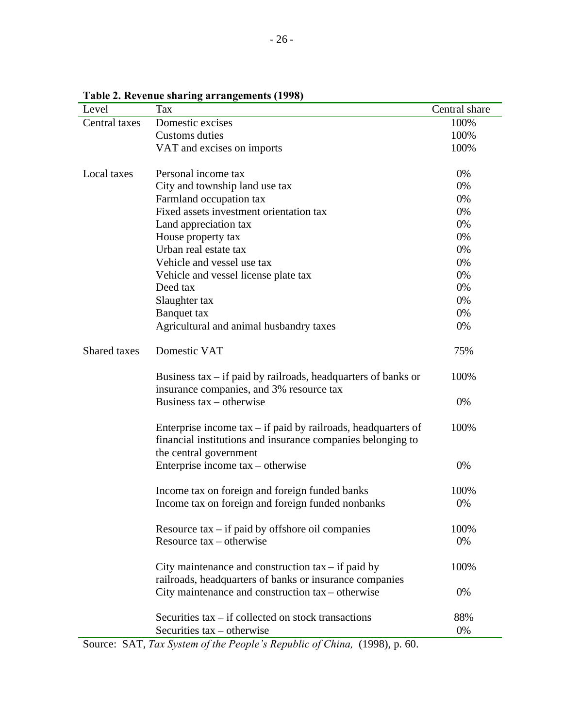**Table 2. Revenue sharing arrangements (1998)**

| Level | Tax | Central share |
|---|---|---|
| Central taxes | Domestic excises | 100% |
| | Customs duties | 100% |
| | VAT and excises on imports | 100% |
| Local taxes | Personal income tax | 0% |
| | City and township land use tax | 0% |
| | Farmland occupation tax | 0% |
| | Fixed assets investment orientation tax | 0% |
| | Land appreciation tax | 0% |
| | House property tax | 0% |
| | Urban real estate tax | 0% |
| | Vehicle and vessel use tax | 0% |
| | Vehicle and vessel license plate tax | 0% |
| | Deed tax | 0% |
| | Slaughter tax | 0% |
| | Banquet tax | 0% |
| | Agricultural and animal husbandry taxes | 0% |
| Shared taxes | Domestic VAT | 75% |
| | Business tax – if paid by railroads, headquarters of banks or insurance companies, and 3% resource tax | 100% |
| | Business tax – otherwise | 0% |
| | Enterprise income tax – if paid by railroads, headquarters of financial institutions and insurance companies belonging to the central government | 100% |
| | Enterprise income tax – otherwise | 0% |
| | Income tax on foreign and foreign funded banks | 100% |
| | Income tax on foreign and foreign funded nonbanks | 0% |
| | Resource tax – if paid by offshore oil companies | 100% |
| | Resource tax – otherwise | 0% |
| | City maintenance and construction tax – if paid by railroads, headquarters of banks or insurance companies | 100% |
| | City maintenance and construction tax – otherwise | 0% |
| | Securities tax – if collected on stock transactions | 88% |
| | Securities tax – otherwise | 0% |

Source: SAT, *Tax System of the People's Republic of China,* (1998), p. 60.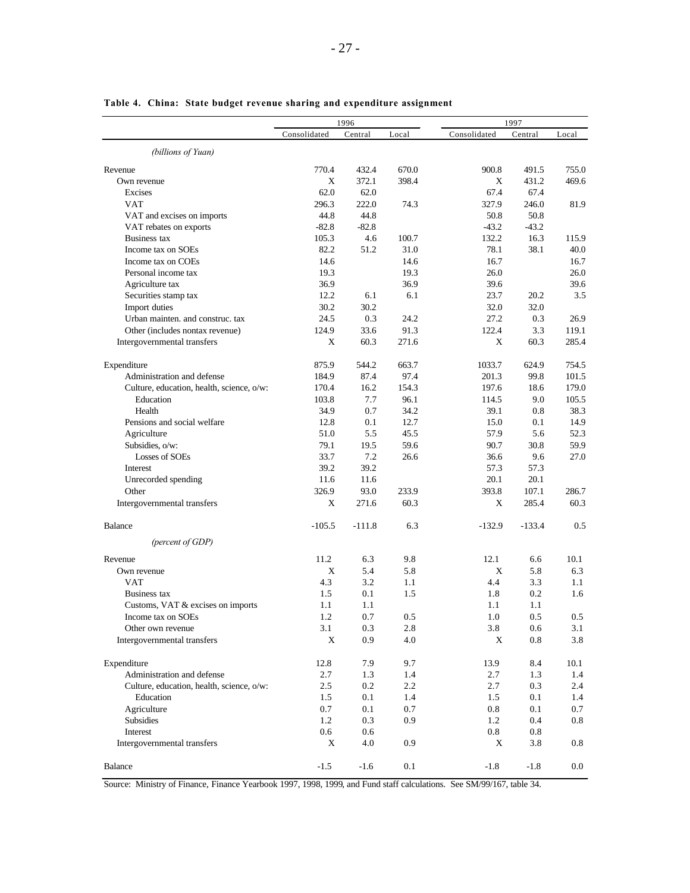**Table 4. China: State budget revenue sharing and expenditure assignment**

| | 1996 | | | 1997 | | |
|---|---|---|---|---|---|---|
| | Consolidated | Central | Local | Consolidated | Central | Local |
| *(billions of Yuan)* | | | | | | |
| Revenue | 770.4 | 432.4 | 670.0 | 900.8 | 491.5 | 755.0 |
| Own revenue | X | 372.1 | 398.4 | X | 431.2 | 469.6 |
| Excises | 62.0 | 62.0 | | 67.4 | 67.4 | |
| VAT | 296.3 | 222.0 | 74.3 | 327.9 | 246.0 | 81.9 |
| VAT and excises on imports | 44.8 | 44.8 | | 50.8 | 50.8 | |
| VAT rebates on exports | -82.8 | -82.8 | | -43.2 | -43.2 | |
| Business tax | 105.3 | 4.6 | 100.7 | 132.2 | 16.3 | 115.9 |
| Income tax on SOEs | 82.2 | 51.2 | 31.0 | 78.1 | 38.1 | 40.0 |
| Income tax on COEs | 14.6 | | 14.6 | 16.7 | | 16.7 |
| Personal income tax | 19.3 | | 19.3 | 26.0 | | 26.0 |
| Agriculture tax | 36.9 | | 36.9 | 39.6 | | 39.6 |
| Securities stamp tax | 12.2 | 6.1 | 6.1 | 23.7 | 20.2 | 3.5 |
| Import duties | 30.2 | 30.2 | | 32.0 | 32.0 | |
| Urban mainten. and construc. tax | 24.5 | 0.3 | 24.2 | 27.2 | 0.3 | 26.9 |
| Other (includes nontax revenue) | 124.9 | 33.6 | 91.3 | 122.4 | 3.3 | 119.1 |
| Intergovernmental transfers | X | 60.3 | 271.6 | X | 60.3 | 285.4 |
| Expenditure | 875.9 | 544.2 | 663.7 | 1033.7 | 624.9 | 754.5 |
| Administration and defense | 184.9 | 87.4 | 97.4 | 201.3 | 99.8 | 101.5 |
| Culture, education, health, science, o/w: | 170.4 | 16.2 | 154.3 | 197.6 | 18.6 | 179.0 |
| Education | 103.8 | 7.7 | 96.1 | 114.5 | 9.0 | 105.5 |
| Health | 34.9 | 0.7 | 34.2 | 39.1 | 0.8 | 38.3 |
| Pensions and social welfare | 12.8 | 0.1 | 12.7 | 15.0 | 0.1 | 14.9 |
| Agriculture | 51.0 | 5.5 | 45.5 | 57.9 | 5.6 | 52.3 |
| Subsidies, o/w: | 79.1 | 19.5 | 59.6 | 90.7 | 30.8 | 59.9 |
| Losses of SOEs | 33.7 | 7.2 | 26.6 | 36.6 | 9.6 | 27.0 |
| Interest | 39.2 | 39.2 | | 57.3 | 57.3 | |
| Unrecorded spending | 11.6 | 11.6 | | 20.1 | 20.1 | |
| Other | 326.9 | 93.0 | 233.9 | 393.8 | 107.1 | 286.7 |
| Intergovernmental transfers | X | 271.6 | 60.3 | X | 285.4 | 60.3 |
| Balance | -105.5 | -111.8 | 6.3 | -132.9 | -133.4 | 0.5 |
| *(percent of GDP)* | | | | | | |
| Revenue | 11.2 | 6.3 | 9.8 | 12.1 | 6.6 | 10.1 |
| Own revenue | X | 5.4 | 5.8 | X | 5.8 | 6.3 |
| VAT | 4.3 | 3.2 | 1.1 | 4.4 | 3.3 | 1.1 |
| Business tax | 1.5 | 0.1 | 1.5 | 1.8 | 0.2 | 1.6 |
| Customs, VAT & excises on imports | 1.1 | 1.1 | | 1.1 | 1.1 | |
| Income tax on SOEs | 1.2 | 0.7 | 0.5 | 1.0 | 0.5 | 0.5 |
| Other own revenue | 3.1 | 0.3 | 2.8 | 3.8 | 0.6 | 3.1 |
| Intergovernmental transfers | X | 0.9 | 4.0 | X | 0.8 | 3.8 |
| Expenditure | 12.8 | 7.9 | 9.7 | 13.9 | 8.4 | 10.1 |
| Administration and defense | 2.7 | 1.3 | 1.4 | 2.7 | 1.3 | 1.4 |
| Culture, education, health, science, o/w: | 2.5 | 0.2 | 2.2 | 2.7 | 0.3 | 2.4 |
| Education | 1.5 | 0.1 | 1.4 | 1.5 | 0.1 | 1.4 |
| Agriculture | 0.7 | 0.1 | 0.7 | 0.8 | 0.1 | 0.7 |
| Subsidies | 1.2 | 0.3 | 0.9 | 1.2 | 0.4 | 0.8 |
| Interest | 0.6 | 0.6 | | 0.8 | 0.8 | |
| Intergovernmental transfers | X | 4.0 | 0.9 | X | 3.8 | 0.8 |
| Balance | -1.5 | -1.6 | 0.1 | -1.8 | -1.8 | 0.0 |

Source: Ministry of Finance, Finance Yearbook 1997, 1998, 1999, and Fund staff calculations. See SM/99/167, table 34.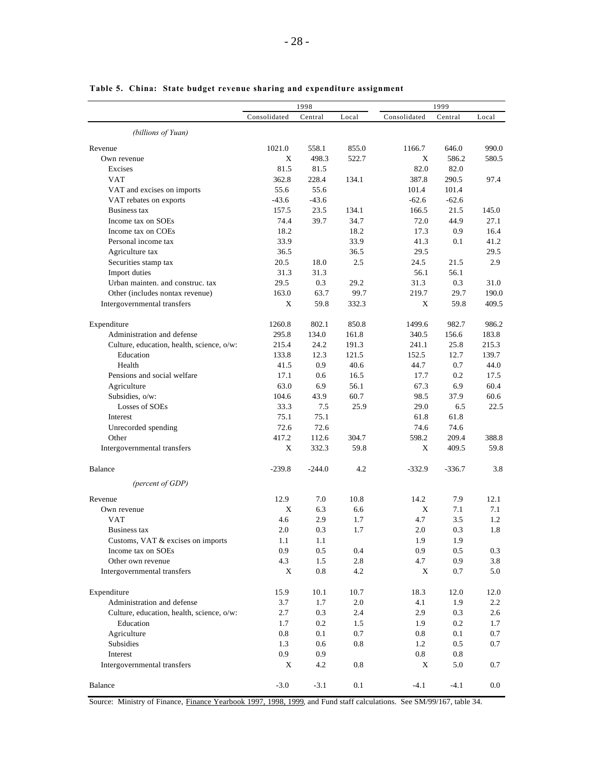**Table 5. China: State budget revenue sharing and expenditure assignment**

| | 1998 | | | 1999 | | |
|---|---|---|---|---|---|---|
| | Consolidated | Central | Local | Consolidated | Central | Local |
| *(billions of Yuan)* | | | | | | |
| Revenue | 1021.0 | 558.1 | 855.0 | 1166.7 | 646.0 | 990.0 |
| Own revenue | X | 498.3 | 522.7 | X | 586.2 | 580.5 |
| Excises | 81.5 | 81.5 | | 82.0 | 82.0 | |
| VAT | 362.8 | 228.4 | 134.1 | 387.8 | 290.5 | 97.4 |
| VAT and excises on imports | 55.6 | 55.6 | | 101.4 | 101.4 | |
| VAT rebates on exports | -43.6 | -43.6 | | -62.6 | -62.6 | |
| Business tax | 157.5 | 23.5 | 134.1 | 166.5 | 21.5 | 145.0 |
| Income tax on SOEs | 74.4 | 39.7 | 34.7 | 72.0 | 44.9 | 27.1 |
| Income tax on COEs | 18.2 | | 18.2 | 17.3 | 0.9 | 16.4 |
| Personal income tax | 33.9 | | 33.9 | 41.3 | 0.1 | 41.2 |
| Agriculture tax | 36.5 | | 36.5 | 29.5 | | 29.5 |
| Securities stamp tax | 20.5 | 18.0 | 2.5 | 24.5 | 21.5 | 2.9 |
| Import duties | 31.3 | 31.3 | | 56.1 | 56.1 | |
| Urban mainten. and construc. tax | 29.5 | 0.3 | 29.2 | 31.3 | 0.3 | 31.0 |
| Other (includes nontax revenue) | 163.0 | 63.7 | 99.7 | 219.7 | 29.7 | 190.0 |
| Intergovernmental transfers | X | 59.8 | 332.3 | X | 59.8 | 409.5 |
| Expenditure | 1260.8 | 802.1 | 850.8 | 1499.6 | 982.7 | 986.2 |
| Administration and defense | 295.8 | 134.0 | 161.8 | 340.5 | 156.6 | 183.8 |
| Culture, education, health, science, o/w: | 215.4 | 24.2 | 191.3 | 241.1 | 25.8 | 215.3 |
| Education | 133.8 | 12.3 | 121.5 | 152.5 | 12.7 | 139.7 |
| Health | 41.5 | 0.9 | 40.6 | 44.7 | 0.7 | 44.0 |
| Pensions and social welfare | 17.1 | 0.6 | 16.5 | 17.7 | 0.2 | 17.5 |
| Agriculture | 63.0 | 6.9 | 56.1 | 67.3 | 6.9 | 60.4 |
| Subsidies, o/w: | 104.6 | 43.9 | 60.7 | 98.5 | 37.9 | 60.6 |
| Losses of SOEs | 33.3 | 7.5 | 25.9 | 29.0 | 6.5 | 22.5 |
| Interest | 75.1 | 75.1 | | 61.8 | 61.8 | |
| Unrecorded spending | 72.6 | 72.6 | | 74.6 | 74.6 | |
| Other | 417.2 | 112.6 | 304.7 | 598.2 | 209.4 | 388.8 |
| Intergovernmental transfers | X | 332.3 | 59.8 | X | 409.5 | 59.8 |
| Balance | -239.8 | -244.0 | 4.2 | -332.9 | -336.7 | 3.8 |
| *(percent of GDP)* | | | | | | |
| Revenue | 12.9 | 7.0 | 10.8 | 14.2 | 7.9 | 12.1 |
| Own revenue | X | 6.3 | 6.6 | X | 7.1 | 7.1 |
| VAT | 4.6 | 2.9 | 1.7 | 4.7 | 3.5 | 1.2 |
| Business tax | 2.0 | 0.3 | 1.7 | 2.0 | 0.3 | 1.8 |
| Customs, VAT & excises on imports | 1.1 | 1.1 | | 1.9 | 1.9 | |
| Income tax on SOEs | 0.9 | 0.5 | 0.4 | 0.9 | 0.5 | 0.3 |
| Other own revenue | 4.3 | 1.5 | 2.8 | 4.7 | 0.9 | 3.8 |
| Intergovernmental transfers | X | 0.8 | 4.2 | X | 0.7 | 5.0 |
| Expenditure | 15.9 | 10.1 | 10.7 | 18.3 | 12.0 | 12.0 |
| Administration and defense | 3.7 | 1.7 | 2.0 | 4.1 | 1.9 | 2.2 |
| Culture, education, health, science, o/w: | 2.7 | 0.3 | 2.4 | 2.9 | 0.3 | 2.6 |
| Education | 1.7 | 0.2 | 1.5 | 1.9 | 0.2 | 1.7 |
| Agriculture | 0.8 | 0.1 | 0.7 | 0.8 | 0.1 | 0.7 |
| Subsidies | 1.3 | 0.6 | 0.8 | 1.2 | 0.5 | 0.7 |
| Interest | 0.9 | 0.9 | | 0.8 | 0.8 | |
| Intergovernmental transfers | X | 4.2 | 0.8 | X | 5.0 | 0.7 |
| Balance | -3.0 | -3.1 | 0.1 | -4.1 | -4.1 | 0.0 |

Source: Ministry of Finance, Finance Yearbook 1997, 1998, 1999, and Fund staff calculations. See SM/99/167, table 34.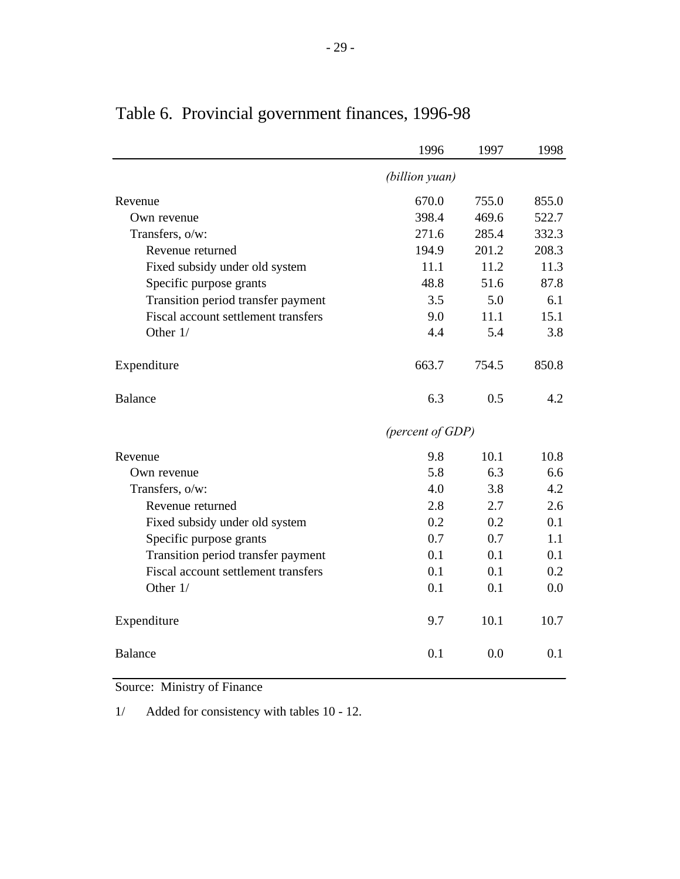# Table 6. Provincial government finances, 1996-98

| | 1996 | 1997 | 1998 |
|---|---|---|---|
| | *(billion yuan)* | | |
| Revenue | 670.0 | 755.0 | 855.0 |
| Own revenue | 398.4 | 469.6 | 522.7 |
| Transfers, o/w: | 271.6 | 285.4 | 332.3 |
| Revenue returned | 194.9 | 201.2 | 208.3 |
| Fixed subsidy under old system | 11.1 | 11.2 | 11.3 |
| Specific purpose grants | 48.8 | 51.6 | 87.8 |
| Transition period transfer payment | 3.5 | 5.0 | 6.1 |
| Fiscal account settlement transfers | 9.0 | 11.1 | 15.1 |
| Other 1/ | 4.4 | 5.4 | 3.8 |
| Expenditure | 663.7 | 754.5 | 850.8 |
| Balance | 6.3 | 0.5 | 4.2 |
| | *(percent of GDP)* | | |
| Revenue | 9.8 | 10.1 | 10.8 |
| Own revenue | 5.8 | 6.3 | 6.6 |
| Transfers, o/w: | 4.0 | 3.8 | 4.2 |
| Revenue returned | 2.8 | 2.7 | 2.6 |
| Fixed subsidy under old system | 0.2 | 0.2 | 0.1 |
| Specific purpose grants | 0.7 | 0.7 | 1.1 |
| Transition period transfer payment | 0.1 | 0.1 | 0.1 |
| Fiscal account settlement transfers | 0.1 | 0.1 | 0.2 |
| Other 1/ | 0.1 | 0.1 | 0.0 |
| Expenditure | 9.7 | 10.1 | 10.7 |
| Balance | 0.1 | 0.0 | 0.1 |

Source: Ministry of Finance

1/ Added for consistency with tables 10 - 12.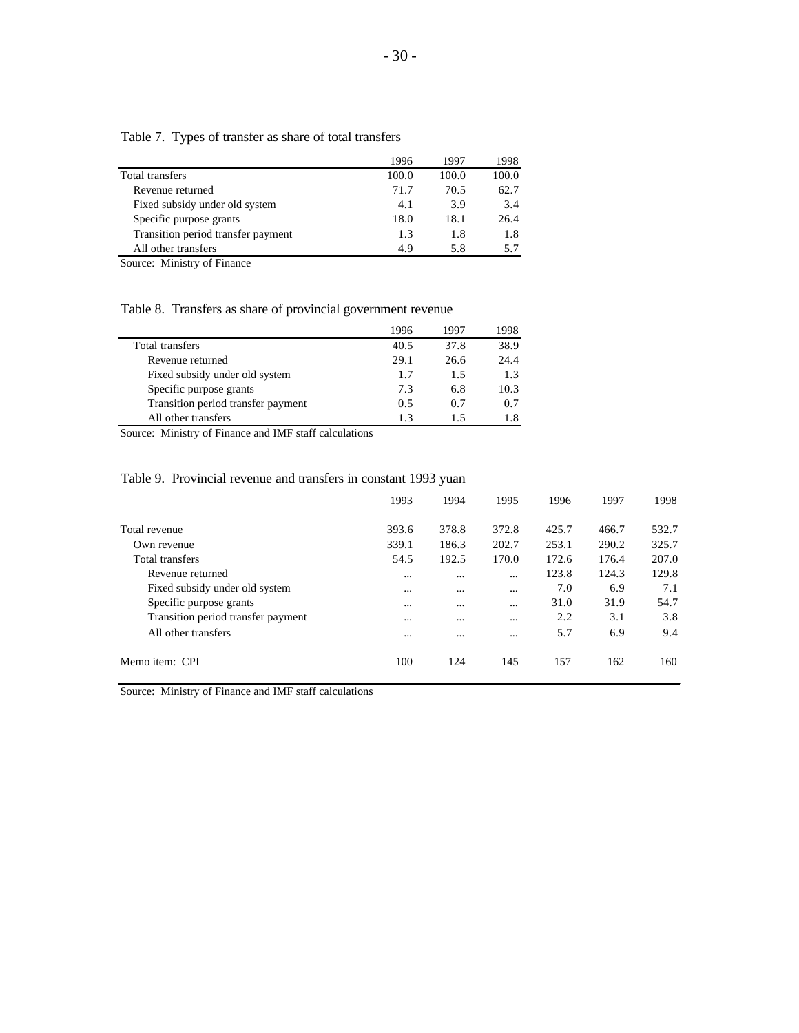Table 7. Types of transfer as share of total transfers

| | 1996 | 1997 | 1998 |
|---|---|---|---|
| Total transfers | 100.0 | 100.0 | 100.0 |
| Revenue returned | 71.7 | 70.5 | 62.7 |
| Fixed subsidy under old system | 4.1 | 3.9 | 3.4 |
| Specific purpose grants | 18.0 | 18.1 | 26.4 |
| Transition period transfer payment | 1.3 | 1.8 | 1.8 |
| All other transfers | 4.9 | 5.8 | 5.7 |

Source: Ministry of Finance

Table 8. Transfers as share of provincial government revenue

| | 1996 | 1997 | 1998 |
|---|---|---|---|
| Total transfers | 40.5 | 37.8 | 38.9 |
| Revenue returned | 29.1 | 26.6 | 24.4 |
| Fixed subsidy under old system | 1.7 | 1.5 | 1.3 |
| Specific purpose grants | 7.3 | 6.8 | 10.3 |
| Transition period transfer payment | 0.5 | 0.7 | 0.7 |
| All other transfers | 1.3 | 1.5 | 1.8 |

Source: Ministry of Finance and IMF staff calculations

Table 9. Provincial revenue and transfers in constant 1993 yuan

| | 1993 | 1994 | 1995 | 1996 | 1997 | 1998 |
|---|---|---|---|---|---|---|
| Total revenue | 393.6 | 378.8 | 372.8 | 425.7 | 466.7 | 532.7 |
| Own revenue | 339.1 | 186.3 | 202.7 | 253.1 | 290.2 | 325.7 |
| Total transfers | 54.5 | 192.5 | 170.0 | 172.6 | 176.4 | 207.0 |
| Revenue returned | ... | ... | ... | 123.8 | 124.3 | 129.8 |
| Fixed subsidy under old system | ... | ... | ... | 7.0 | 6.9 | 7.1 |
| Specific purpose grants | ... | ... | ... | 31.0 | 31.9 | 54.7 |
| Transition period transfer payment | ... | ... | ... | 2.2 | 3.1 | 3.8 |
| All other transfers | ... | ... | ... | 5.7 | 6.9 | 9.4 |
| Memo item: CPI | 100 | 124 | 145 | 157 | 162 | 160 |

Source: Ministry of Finance and IMF staff calculations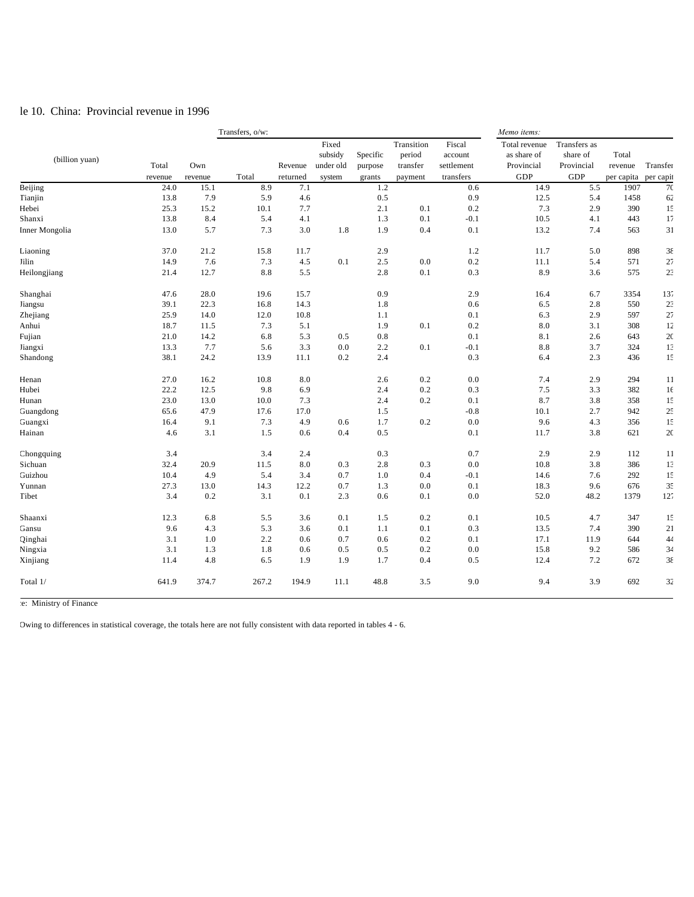le 10. China: Provincial revenue in 1996

| (billion yuan) | Total revenue | Own revenue | Transfers, o/w: Total | Revenue returned | Fixed subsidy under old system | Specific purpose grants | Transition period transfer payment | Fiscal account settlement transfers | *Memo items:* Total revenue as share of Provincial GDP | Transfers as share of Provincial GDP | Total revenue per capita | Transfer per capit |
|---|---|---|---|---|---|---|---|---|---|---|---|---|
| Beijing | 24.0 | 15.1 | 8.9 | 7.1 | | 1.2 | | 0.6 | 14.9 | 5.5 | 1907 | 70 |
| Tianjin | 13.8 | 7.9 | 5.9 | 4.6 | | 0.5 | | 0.9 | 12.5 | 5.4 | 1458 | 62 |
| Hebei | 25.3 | 15.2 | 10.1 | 7.7 | | 2.1 | 0.1 | 0.2 | 7.3 | 2.9 | 390 | 15 |
| Shanxi | 13.8 | 8.4 | 5.4 | 4.1 | | 1.3 | 0.1 | -0.1 | 10.5 | 4.1 | 443 | 17 |
| Inner Mongolia | 13.0 | 5.7 | 7.3 | 3.0 | 1.8 | 1.9 | 0.4 | 0.1 | 13.2 | 7.4 | 563 | 31 |
| Liaoning | 37.0 | 21.2 | 15.8 | 11.7 | | 2.9 | | 1.2 | 11.7 | 5.0 | 898 | 38 |
| Jilin | 14.9 | 7.6 | 7.3 | 4.5 | 0.1 | 2.5 | 0.0 | 0.2 | 11.1 | 5.4 | 571 | 27 |
| Heilongjiang | 21.4 | 12.7 | 8.8 | 5.5 | | 2.8 | 0.1 | 0.3 | 8.9 | 3.6 | 575 | 23 |
| Shanghai | 47.6 | 28.0 | 19.6 | 15.7 | | 0.9 | | 2.9 | 16.4 | 6.7 | 3354 | 137 |
| Jiangsu | 39.1 | 22.3 | 16.8 | 14.3 | | 1.8 | | 0.6 | 6.5 | 2.8 | 550 | 23 |
| Zhejiang | 25.9 | 14.0 | 12.0 | 10.8 | | 1.1 | | 0.1 | 6.3 | 2.9 | 597 | 27 |
| Anhui | 18.7 | 11.5 | 7.3 | 5.1 | | 1.9 | 0.1 | 0.2 | 8.0 | 3.1 | 308 | 12 |
| Fujian | 21.0 | 14.2 | 6.8 | 5.3 | 0.5 | 0.8 | | 0.1 | 8.1 | 2.6 | 643 | 20 |
| Jiangxi | 13.3 | 7.7 | 5.6 | 3.3 | 0.0 | 2.2 | 0.1 | -0.1 | 8.8 | 3.7 | 324 | 13 |
| Shandong | 38.1 | 24.2 | 13.9 | 11.1 | 0.2 | 2.4 | | 0.3 | 6.4 | 2.3 | 436 | 15 |
| Henan | 27.0 | 16.2 | 10.8 | 8.0 | | 2.6 | 0.2 | 0.0 | 7.4 | 2.9 | 294 | 11 |
| Hubei | 22.2 | 12.5 | 9.8 | 6.9 | | 2.4 | 0.2 | 0.3 | 7.5 | 3.3 | 382 | 16 |
| Hunan | 23.0 | 13.0 | 10.0 | 7.3 | | 2.4 | 0.2 | 0.1 | 8.7 | 3.8 | 358 | 15 |
| Guangdong | 65.6 | 47.9 | 17.6 | 17.0 | | 1.5 | | -0.8 | 10.1 | 2.7 | 942 | 25 |
| Guangxi | 16.4 | 9.1 | 7.3 | 4.9 | 0.6 | 1.7 | 0.2 | 0.0 | 9.6 | 4.3 | 356 | 15 |
| Hainan | 4.6 | 3.1 | 1.5 | 0.6 | 0.4 | 0.5 | | 0.1 | 11.7 | 3.8 | 621 | 20 |
| Chongquing | 3.4 | | 3.4 | 2.4 | | 0.3 | | 0.7 | 2.9 | 2.9 | 112 | 11 |
| Sichuan | 32.4 | 20.9 | 11.5 | 8.0 | 0.3 | 2.8 | 0.3 | 0.0 | 10.8 | 3.8 | 386 | 13 |
| Guizhou | 10.4 | 4.9 | 5.4 | 3.4 | 0.7 | 1.0 | 0.4 | -0.1 | 14.6 | 7.6 | 292 | 15 |
| Yunnan | 27.3 | 13.0 | 14.3 | 12.2 | 0.7 | 1.3 | 0.0 | 0.1 | 18.3 | 9.6 | 676 | 35 |
| Tibet | 3.4 | 0.2 | 3.1 | 0.1 | 2.3 | 0.6 | 0.1 | 0.0 | 52.0 | 48.2 | 1379 | 127 |
| Shaanxi | 12.3 | 6.8 | 5.5 | 3.6 | 0.1 | 1.5 | 0.2 | 0.1 | 10.5 | 4.7 | 347 | 15 |
| Gansu | 9.6 | 4.3 | 5.3 | 3.6 | 0.1 | 1.1 | 0.1 | 0.3 | 13.5 | 7.4 | 390 | 21 |
| Qinghai | 3.1 | 1.0 | 2.2 | 0.6 | 0.7 | 0.6 | 0.2 | 0.1 | 17.1 | 11.9 | 644 | 44 |
| Ningxia | 3.1 | 1.3 | 1.8 | 0.6 | 0.5 | 0.5 | 0.2 | 0.0 | 15.8 | 9.2 | 586 | 34 |
| Xinjiang | 11.4 | 4.8 | 6.5 | 1.9 | 1.9 | 1.7 | 0.4 | 0.5 | 12.4 | 7.2 | 672 | 38 |
| Total 1/ | 641.9 | 374.7 | 267.2 | 194.9 | 11.1 | 48.8 | 3.5 | 9.0 | 9.4 | 3.9 | 692 | 32 |

e: Ministry of Finance

Owing to differences in statistical coverage, the totals here are not fully consistent with data reported in tables 4 - 6.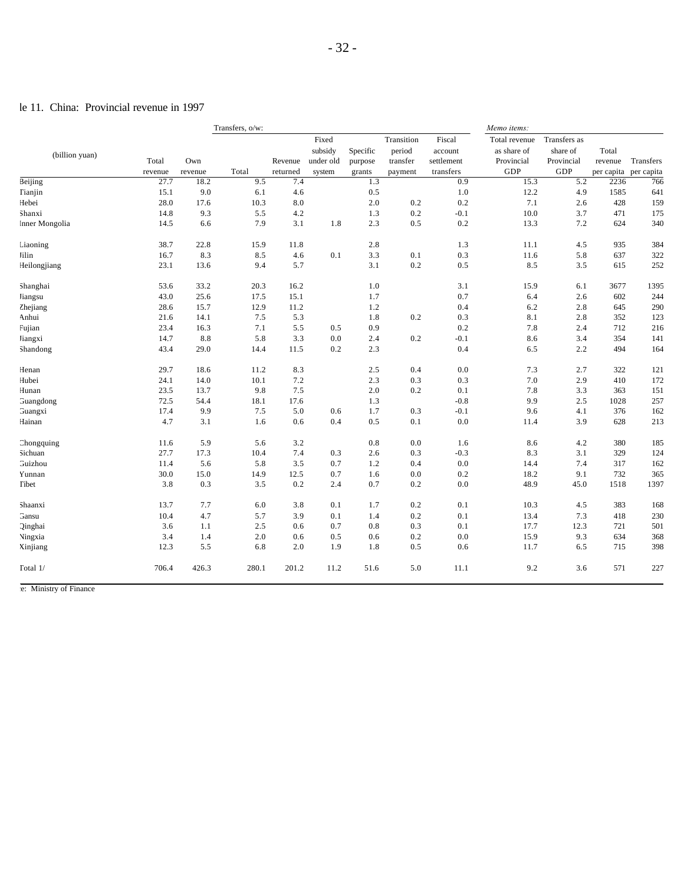## Table 11. China: Provincial revenue in 1997

| (billion yuan) | Total revenue | Own revenue | Transfers, o/w: Total | Revenue returned | Fixed subsidy under old system | Specific purpose grants | Transition period transfer payment | Fiscal account settlement transfers | *Memo items:* Total revenue as share of Provincial GDP | Transfers as share of Provincial GDP | Total revenue per capita | Transfers per capita |
|---|---|---|---|---|---|---|---|---|---|---|---|---|
| Beijing | 27.7 | 18.2 | 9.5 | 7.4 | | 1.3 | | 0.9 | 15.3 | 5.2 | 2236 | 766 |
| Tianjin | 15.1 | 9.0 | 6.1 | 4.6 | | 0.5 | | 1.0 | 12.2 | 4.9 | 1585 | 641 |
| Hebei | 28.0 | 17.6 | 10.3 | 8.0 | | 2.0 | 0.2 | 0.2 | 7.1 | 2.6 | 428 | 159 |
| Shanxi | 14.8 | 9.3 | 5.5 | 4.2 | | 1.3 | 0.2 | -0.1 | 10.0 | 3.7 | 471 | 175 |
| Inner Mongolia | 14.5 | 6.6 | 7.9 | 3.1 | 1.8 | 2.3 | 0.5 | 0.2 | 13.3 | 7.2 | 624 | 340 |
| Liaoning | 38.7 | 22.8 | 15.9 | 11.8 | | 2.8 | | 1.3 | 11.1 | 4.5 | 935 | 384 |
| Jilin | 16.7 | 8.3 | 8.5 | 4.6 | 0.1 | 3.3 | 0.1 | 0.3 | 11.6 | 5.8 | 637 | 322 |
| Heilongjiang | 23.1 | 13.6 | 9.4 | 5.7 | | 3.1 | 0.2 | 0.5 | 8.5 | 3.5 | 615 | 252 |
| Shanghai | 53.6 | 33.2 | 20.3 | 16.2 | | 1.0 | | 3.1 | 15.9 | 6.1 | 3677 | 1395 |
| Jiangsu | 43.0 | 25.6 | 17.5 | 15.1 | | 1.7 | | 0.7 | 6.4 | 2.6 | 602 | 244 |
| Zhejiang | 28.6 | 15.7 | 12.9 | 11.2 | | 1.2 | | 0.4 | 6.2 | 2.8 | 645 | 290 |
| Anhui | 21.6 | 14.1 | 7.5 | 5.3 | | 1.8 | 0.2 | 0.3 | 8.1 | 2.8 | 352 | 123 |
| Fujian | 23.4 | 16.3 | 7.1 | 5.5 | 0.5 | 0.9 | | 0.2 | 7.8 | 2.4 | 712 | 216 |
| Jiangxi | 14.7 | 8.8 | 5.8 | 3.3 | 0.0 | 2.4 | 0.2 | -0.1 | 8.6 | 3.4 | 354 | 141 |
| Shandong | 43.4 | 29.0 | 14.4 | 11.5 | 0.2 | 2.3 | | 0.4 | 6.5 | 2.2 | 494 | 164 |
| Henan | 29.7 | 18.6 | 11.2 | 8.3 | | 2.5 | 0.4 | 0.0 | 7.3 | 2.7 | 322 | 121 |
| Hubei | 24.1 | 14.0 | 10.1 | 7.2 | | 2.3 | 0.3 | 0.3 | 7.0 | 2.9 | 410 | 172 |
| Hunan | 23.5 | 13.7 | 9.8 | 7.5 | | 2.0 | 0.2 | 0.1 | 7.8 | 3.3 | 363 | 151 |
| Guangdong | 72.5 | 54.4 | 18.1 | 17.6 | | 1.3 | | -0.8 | 9.9 | 2.5 | 1028 | 257 |
| Guangxi | 17.4 | 9.9 | 7.5 | 5.0 | 0.6 | 1.7 | 0.3 | -0.1 | 9.6 | 4.1 | 376 | 162 |
| Hainan | 4.7 | 3.1 | 1.6 | 0.6 | 0.4 | 0.5 | 0.1 | 0.0 | 11.4 | 3.9 | 628 | 213 |
| Chongquing | 11.6 | 5.9 | 5.6 | 3.2 | | 0.8 | 0.0 | 1.6 | 8.6 | 4.2 | 380 | 185 |
| Sichuan | 27.7 | 17.3 | 10.4 | 7.4 | 0.3 | 2.6 | 0.3 | -0.3 | 8.3 | 3.1 | 329 | 124 |
| Guizhou | 11.4 | 5.6 | 5.8 | 3.5 | 0.7 | 1.2 | 0.4 | 0.0 | 14.4 | 7.4 | 317 | 162 |
| Yunnan | 30.0 | 15.0 | 14.9 | 12.5 | 0.7 | 1.6 | 0.0 | 0.2 | 18.2 | 9.1 | 732 | 365 |
| Tibet | 3.8 | 0.3 | 3.5 | 0.2 | 2.4 | 0.7 | 0.2 | 0.0 | 48.9 | 45.0 | 1518 | 1397 |
| Shaanxi | 13.7 | 7.7 | 6.0 | 3.8 | 0.1 | 1.7 | 0.2 | 0.1 | 10.3 | 4.5 | 383 | 168 |
| Gansu | 10.4 | 4.7 | 5.7 | 3.9 | 0.1 | 1.4 | 0.2 | 0.1 | 13.4 | 7.3 | 418 | 230 |
| Qinghai | 3.6 | 1.1 | 2.5 | 0.6 | 0.7 | 0.8 | 0.3 | 0.1 | 17.7 | 12.3 | 721 | 501 |
| Ningxia | 3.4 | 1.4 | 2.0 | 0.6 | 0.5 | 0.6 | 0.2 | 0.0 | 15.9 | 9.3 | 634 | 368 |
| Xinjiang | 12.3 | 5.5 | 6.8 | 2.0 | 1.9 | 1.8 | 0.5 | 0.6 | 11.7 | 6.5 | 715 | 398 |
| Total 1/ | 706.4 | 426.3 | 280.1 | 201.2 | 11.2 | 51.6 | 5.0 | 11.1 | 9.2 | 3.6 | 571 | 227 |

Source: Ministry of Finance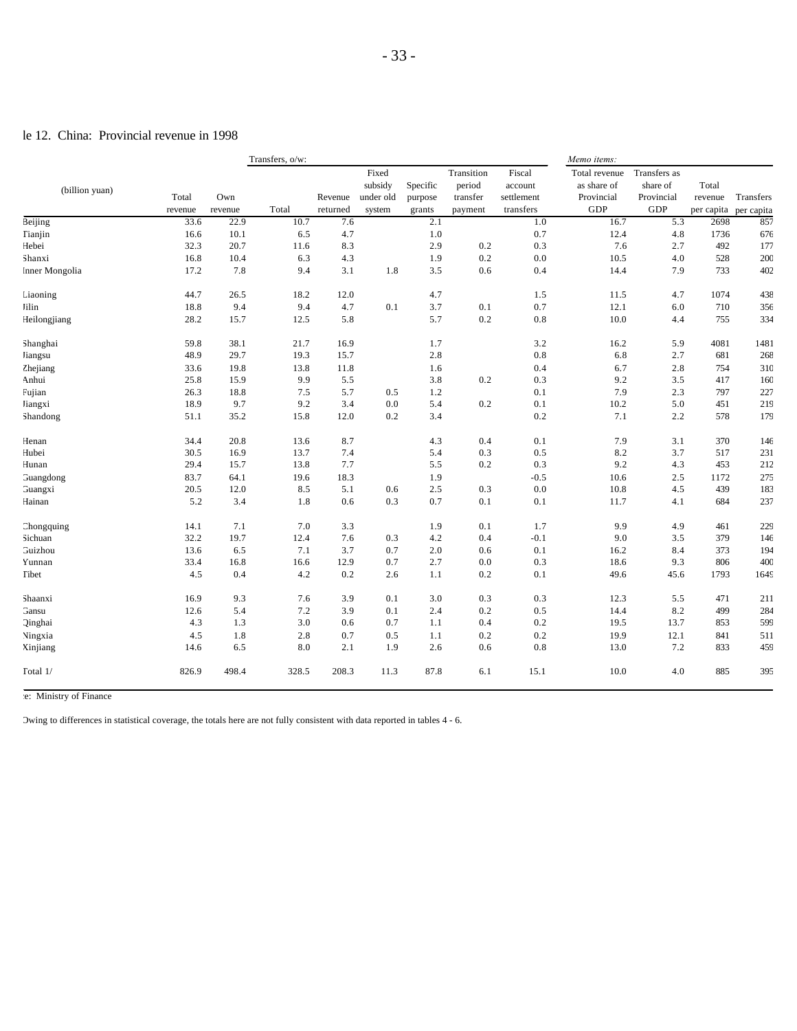le 12. China: Provincial revenue in 1998

| (billion yuan) | Total revenue | Own revenue | Transfers, o/w: Total | Revenue returned | Fixed subsidy under old system | Specific purpose grants | Transition period transfer payment | Fiscal account settlement transfers | *Memo items:* Total revenue as share of Provincial GDP | Transfers as share of Provincial GDP | Total revenue per capita | Transfers per capita |
|---|---|---|---|---|---|---|---|---|---|---|---|---|
| Beijing | 33.6 | 22.9 | 10.7 | 7.6 | | 2.1 | | 1.0 | 16.7 | 5.3 | 2698 | 857 |
| Tianjin | 16.6 | 10.1 | 6.5 | 4.7 | | 1.0 | | 0.7 | 12.4 | 4.8 | 1736 | 676 |
| Hebei | 32.3 | 20.7 | 11.6 | 8.3 | | 2.9 | 0.2 | 0.3 | 7.6 | 2.7 | 492 | 177 |
| Shanxi | 16.8 | 10.4 | 6.3 | 4.3 | | 1.9 | 0.2 | 0.0 | 10.5 | 4.0 | 528 | 200 |
| Inner Mongolia | 17.2 | 7.8 | 9.4 | 3.1 | 1.8 | 3.5 | 0.6 | 0.4 | 14.4 | 7.9 | 733 | 402 |
| Liaoning | 44.7 | 26.5 | 18.2 | 12.0 | | 4.7 | | 1.5 | 11.5 | 4.7 | 1074 | 438 |
| Jilin | 18.8 | 9.4 | 9.4 | 4.7 | 0.1 | 3.7 | 0.1 | 0.7 | 12.1 | 6.0 | 710 | 356 |
| Heilongjiang | 28.2 | 15.7 | 12.5 | 5.8 | | 5.7 | 0.2 | 0.8 | 10.0 | 4.4 | 755 | 334 |
| Shanghai | 59.8 | 38.1 | 21.7 | 16.9 | | 1.7 | | 3.2 | 16.2 | 5.9 | 4081 | 1481 |
| Jiangsu | 48.9 | 29.7 | 19.3 | 15.7 | | 2.8 | | 0.8 | 6.8 | 2.7 | 681 | 268 |
| Zhejiang | 33.6 | 19.8 | 13.8 | 11.8 | | 1.6 | | 0.4 | 6.7 | 2.8 | 754 | 310 |
| Anhui | 25.8 | 15.9 | 9.9 | 5.5 | | 3.8 | 0.2 | 0.3 | 9.2 | 3.5 | 417 | 160 |
| Fujian | 26.3 | 18.8 | 7.5 | 5.7 | 0.5 | 1.2 | | 0.1 | 7.9 | 2.3 | 797 | 227 |
| Jiangxi | 18.9 | 9.7 | 9.2 | 3.4 | 0.0 | 5.4 | 0.2 | 0.1 | 10.2 | 5.0 | 451 | 219 |
| Shandong | 51.1 | 35.2 | 15.8 | 12.0 | 0.2 | 3.4 | | 0.2 | 7.1 | 2.2 | 578 | 179 |
| Henan | 34.4 | 20.8 | 13.6 | 8.7 | | 4.3 | 0.4 | 0.1 | 7.9 | 3.1 | 370 | 146 |
| Hubei | 30.5 | 16.9 | 13.7 | 7.4 | | 5.4 | 0.3 | 0.5 | 8.2 | 3.7 | 517 | 231 |
| Hunan | 29.4 | 15.7 | 13.8 | 7.7 | | 5.5 | 0.2 | 0.3 | 9.2 | 4.3 | 453 | 212 |
| Guangdong | 83.7 | 64.1 | 19.6 | 18.3 | | 1.9 | | -0.5 | 10.6 | 2.5 | 1172 | 275 |
| Guangxi | 20.5 | 12.0 | 8.5 | 5.1 | 0.6 | 2.5 | 0.3 | 0.0 | 10.8 | 4.5 | 439 | 183 |
| Hainan | 5.2 | 3.4 | 1.8 | 0.6 | 0.3 | 0.7 | 0.1 | 0.1 | 11.7 | 4.1 | 684 | 237 |
| Chongquing | 14.1 | 7.1 | 7.0 | 3.3 | | 1.9 | 0.1 | 1.7 | 9.9 | 4.9 | 461 | 229 |
| Sichuan | 32.2 | 19.7 | 12.4 | 7.6 | 0.3 | 4.2 | 0.4 | -0.1 | 9.0 | 3.5 | 379 | 146 |
| Guizhou | 13.6 | 6.5 | 7.1 | 3.7 | 0.7 | 2.0 | 0.6 | 0.1 | 16.2 | 8.4 | 373 | 194 |
| Yunnan | 33.4 | 16.8 | 16.6 | 12.9 | 0.7 | 2.7 | 0.0 | 0.3 | 18.6 | 9.3 | 806 | 400 |
| Tibet | 4.5 | 0.4 | 4.2 | 0.2 | 2.6 | 1.1 | 0.2 | 0.1 | 49.6 | 45.6 | 1793 | 1649 |
| Shaanxi | 16.9 | 9.3 | 7.6 | 3.9 | 0.1 | 3.0 | 0.3 | 0.3 | 12.3 | 5.5 | 471 | 211 |
| Gansu | 12.6 | 5.4 | 7.2 | 3.9 | 0.1 | 2.4 | 0.2 | 0.5 | 14.4 | 8.2 | 499 | 284 |
| Qinghai | 4.3 | 1.3 | 3.0 | 0.6 | 0.7 | 1.1 | 0.4 | 0.2 | 19.5 | 13.7 | 853 | 599 |
| Ningxia | 4.5 | 1.8 | 2.8 | 0.7 | 0.5 | 1.1 | 0.2 | 0.2 | 19.9 | 12.1 | 841 | 511 |
| Xinjiang | 14.6 | 6.5 | 8.0 | 2.1 | 1.9 | 2.6 | 0.6 | 0.8 | 13.0 | 7.2 | 833 | 459 |
| Total 1/ | 826.9 | 498.4 | 328.5 | 208.3 | 11.3 | 87.8 | 6.1 | 15.1 | 10.0 | 4.0 | 885 | 395 |

e: Ministry of Finance

Owing to differences in statistical coverage, the totals here are not fully consistent with data reported in tables 4 - 6.